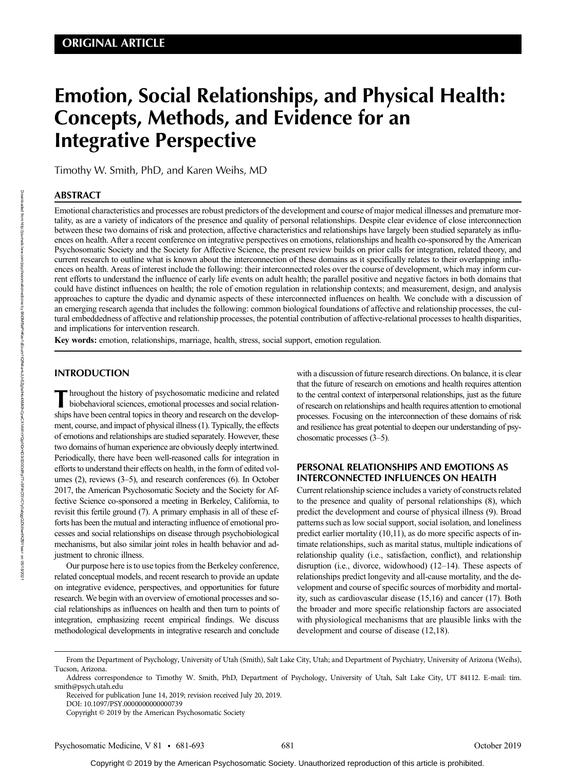ORIGINAL ARTICLE

# Emotion, Social Relationships, and Physical Health: Concepts, Methods, and Evidence for an Integrative Perspective

Timothy W. Smith, PhD, and Karen Weihs, MD

## ABSTRACT

Emotional characteristics and processes are robust predictors of the development and course of major medical illnesses and premature mortality, as are a variety of indicators of the presence and quality of personal relationships. Despite clear evidence of close interconnection between these two domains of risk and protection, affective characteristics and relationships have largely been studied separately as influences on health. After a recent conference on integrative perspectives on emotions, relationships and health co-sponsored by the American Psychosomatic Society and the Society for Affective Science, the present review builds on prior calls for integration, related theory, and current research to outline what is known about the interconnection of these domains as it specifically relates to their overlapping influences on health. Areas of interest include the following: their interconnected roles over the course of development, which may inform current efforts to understand the influence of early life events on adult health; the parallel positive and negative factors in both domains that could have distinct influences on health; the role of emotion regulation in relationship contexts; and measurement, design, and analysis approaches to capture the dyadic and dynamic aspects of these interconnected influences on health. We conclude with a discussion of an emerging research agenda that includes the following: common biological foundations of affective and relationship processes, the cultural embeddedness of affective and relationship processes, the potential contribution of affective-relational processes to health disparities, and implications for intervention research.

**Key words:** emotion, relationships, marriage, health, stress, social support, emotion regulation.

## INTRODUCTION

Throughout the history of psychosomatic medicine and related biobehavioral sciences, emotional processes and social relationships have been central topics in theory and research on the development, course, and impact of physical illness (1). Typically, the effects of emotions and relationships are studied separately. However, these two domains of human experience are obviously deeply intertwined. Periodically, there have been well-reasoned calls for integration in efforts to understand their effects on health, in the form of edited volumes (2), reviews (3–5), and research conferences (6). In October 2017, the American Psychosomatic Society and the Society for Affective Science co-sponsored a meeting in Berkeley, California, to revisit this fertile ground (7). A primary emphasis in all of these efforts has been the mutual and interacting influence of emotional processes and social relationships on disease through psychobiological mechanisms, but also similar joint roles in health behavior and adjustment to chronic illness.

Our purpose here is to use topics from the Berkeley conference, related conceptual models, and recent research to provide an update on integrative evidence, perspectives, and opportunities for future research. We begin with an overview of emotional processes and social relationships as influences on health and then turn to points of integration, emphasizing recent empirical findings. We discuss methodological developments in integrative research and conclude with a discussion of future research directions. On balance, it is clear that the future of research on emotions and health requires attention to the central context of interpersonal relationships, just as the future of research on relationships and health requires attention to emotional processes. Focusing on the interconnection of these domains of risk and resilience has great potential to deepen our understanding of psychosomatic processes (3–5).

## PERSONAL RELATIONSHIPS AND EMOTIONS AS INTERCONNECTED INFLUENCES ON HEALTH

Current relationship science includes a variety of constructs related to the presence and quality of personal relationships (8), which predict the development and course of physical illness (9). Broad patterns such as low social support, social isolation, and loneliness predict earlier mortality (10,11), as do more specific aspects of intimate relationships, such as marital status, multiple indications of relationship quality (i.e., satisfaction, conflict), and relationship disruption (i.e., divorce, widowhood) (12–14). These aspects of relationships predict longevity and all-cause mortality, and the development and course of specific sources of morbidity and mortality, such as cardiovascular disease (15,16) and cancer (17). Both the broader and more specific relationship factors are associated with physiological mechanisms that are plausible links with the development and course of disease (12,18).

From the Department of Psychology, University of Utah (Smith), Salt Lake City, Utah; and Department of Psychiatry, University of Arizona (Weihs), Tucson, Arizona.

Address correspondence to Timothy W. Smith, PhD, Department of Psychology, University of Utah, Salt Lake City, UT 84112. E-mail: tim.smith@psych.utah.edu

Received for publication June 14, 2019; revision received July 20, 2019.

DOI: 10.1097/PSY.0000000000000739

Copyright © 2019 by the American Psychosomatic Society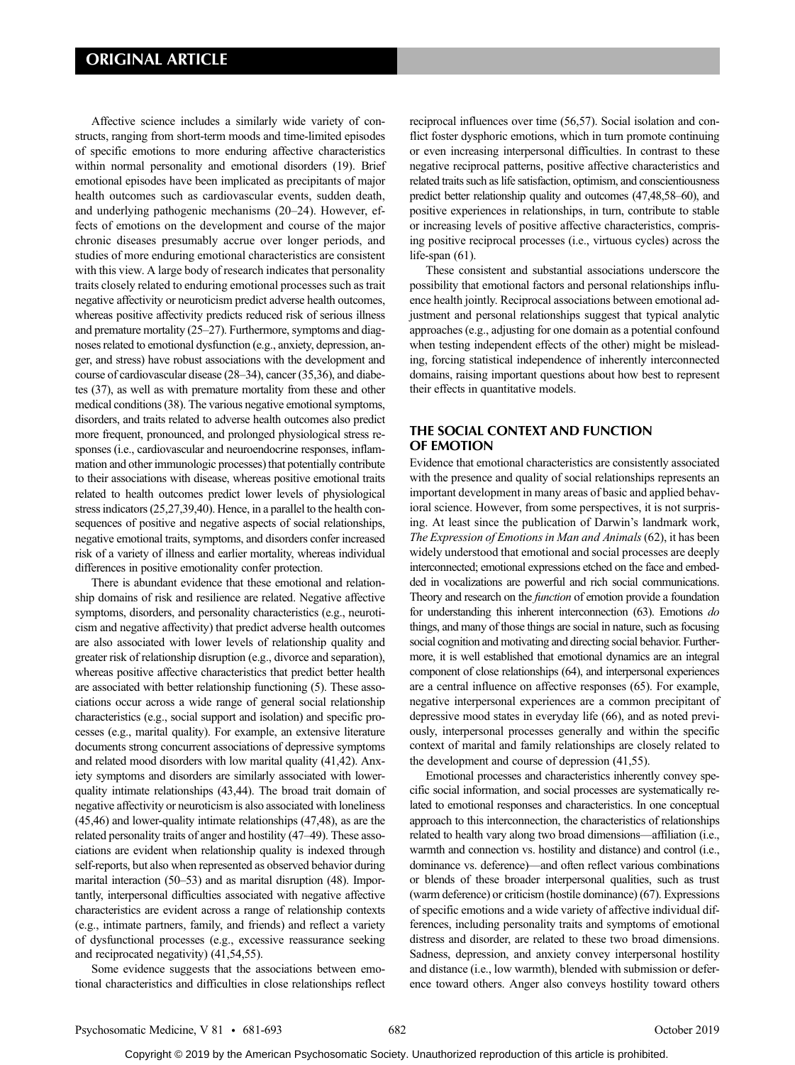Affective science includes a similarly wide variety of constructs, ranging from short-term moods and time-limited episodes of specific emotions to more enduring affective characteristics within normal personality and emotional disorders (19). Brief emotional episodes have been implicated as precipitants of major health outcomes such as cardiovascular events, sudden death, and underlying pathogenic mechanisms (20–24). However, effects of emotions on the development and course of the major chronic diseases presumably accrue over longer periods, and studies of more enduring emotional characteristics are consistent with this view. A large body of research indicates that personality traits closely related to enduring emotional processes such as trait negative affectivity or neuroticism predict adverse health outcomes, whereas positive affectivity predicts reduced risk of serious illness and premature mortality (25–27). Furthermore, symptoms and diagnoses related to emotional dysfunction (e.g., anxiety, depression, anger, and stress) have robust associations with the development and course of cardiovascular disease (28–34), cancer (35,36), and diabetes (37), as well as with premature mortality from these and other medical conditions (38). The various negative emotional symptoms, disorders, and traits related to adverse health outcomes also predict more frequent, pronounced, and prolonged physiological stress responses (i.e., cardiovascular and neuroendocrine responses, inflammation and other immunologic processes) that potentially contribute to their associations with disease, whereas positive emotional traits related to health outcomes predict lower levels of physiological stress indicators (25,27,39,40). Hence, in a parallel to the health consequences of positive and negative aspects of social relationships, negative emotional traits, symptoms, and disorders confer increased risk of a variety of illness and earlier mortality, whereas individual differences in positive emotionality confer protection.

There is abundant evidence that these emotional and relationship domains of risk and resilience are related. Negative affective symptoms, disorders, and personality characteristics (e.g., neuroticism and negative affectivity) that predict adverse health outcomes are also associated with lower levels of relationship quality and greater risk of relationship disruption (e.g., divorce and separation), whereas positive affective characteristics that predict better health are associated with better relationship functioning (5). These associations occur across a wide range of general social relationship characteristics (e.g., social support and isolation) and specific processes (e.g., marital quality). For example, an extensive literature documents strong concurrent associations of depressive symptoms and related mood disorders with low marital quality (41,42). Anxiety symptoms and disorders are similarly associated with lower-quality intimate relationships (43,44). The broad trait domain of negative affectivity or neuroticism is also associated with loneliness (45,46) and lower-quality intimate relationships (47,48), as are the related personality traits of anger and hostility (47–49). These associations are evident when relationship quality is indexed through self-reports, but also when represented as observed behavior during marital interaction (50–53) and as marital disruption (48). Importantly, interpersonal difficulties associated with negative affective characteristics are evident across a range of relationship contexts (e.g., intimate partners, family, and friends) and reflect a variety of dysfunctional processes (e.g., excessive reassurance seeking and reciprocated negativity) (41,54,55).

Some evidence suggests that the associations between emotional characteristics and difficulties in close relationships reflect reciprocal influences over time (56,57). Social isolation and conflict foster dysphoric emotions, which in turn promote continuing or even increasing interpersonal difficulties. In contrast to these negative reciprocal patterns, positive affective characteristics and related traits such as life satisfaction, optimism, and conscientiousness predict better relationship quality and outcomes (47,48,58–60), and positive experiences in relationships, in turn, contribute to stable or increasing levels of positive affective characteristics, comprising positive reciprocal processes (i.e., virtuous cycles) across the life-span (61).

These consistent and substantial associations underscore the possibility that emotional factors and personal relationships influence health jointly. Reciprocal associations between emotional adjustment and personal relationships suggest that typical analytic approaches (e.g., adjusting for one domain as a potential confound when testing independent effects of the other) might be misleading, forcing statistical independence of inherently interconnected domains, raising important questions about how best to represent their effects in quantitative models.

## THE SOCIAL CONTEXT AND FUNCTION OF EMOTION

Evidence that emotional characteristics are consistently associated with the presence and quality of social relationships represents an important development in many areas of basic and applied behavioral science. However, from some perspectives, it is not surprising. At least since the publication of Darwin's landmark work, *The Expression of Emotions in Man and Animals* (62), it has been widely understood that emotional and social processes are deeply interconnected; emotional expressions etched on the face and embedded in vocalizations are powerful and rich social communications. Theory and research on the *function* of emotion provide a foundation for understanding this inherent interconnection (63). Emotions *do* things, and many of those things are social in nature, such as focusing social cognition and motivating and directing social behavior. Furthermore, it is well established that emotional dynamics are an integral component of close relationships (64), and interpersonal experiences are a central influence on affective responses (65). For example, negative interpersonal experiences are a common precipitant of depressive mood states in everyday life (66), and as noted previously, interpersonal processes generally and within the specific context of marital and family relationships are closely related to the development and course of depression (41,55).

Emotional processes and characteristics inherently convey specific social information, and social processes are systematically related to emotional responses and characteristics. In one conceptual approach to this interconnection, the characteristics of relationships related to health vary along two broad dimensions—affiliation (i.e., warmth and connection vs. hostility and distance) and control (i.e., dominance vs. deference)—and often reflect various combinations or blends of these broader interpersonal qualities, such as trust (warm deference) or criticism (hostile dominance) (67). Expressions of specific emotions and a wide variety of affective individual differences, including personality traits and symptoms of emotional distress and disorder, are related to these two broad dimensions. Sadness, depression, and anxiety convey interpersonal hostility and distance (i.e., low warmth), blended with submission or deference toward others. Anger also conveys hostility toward others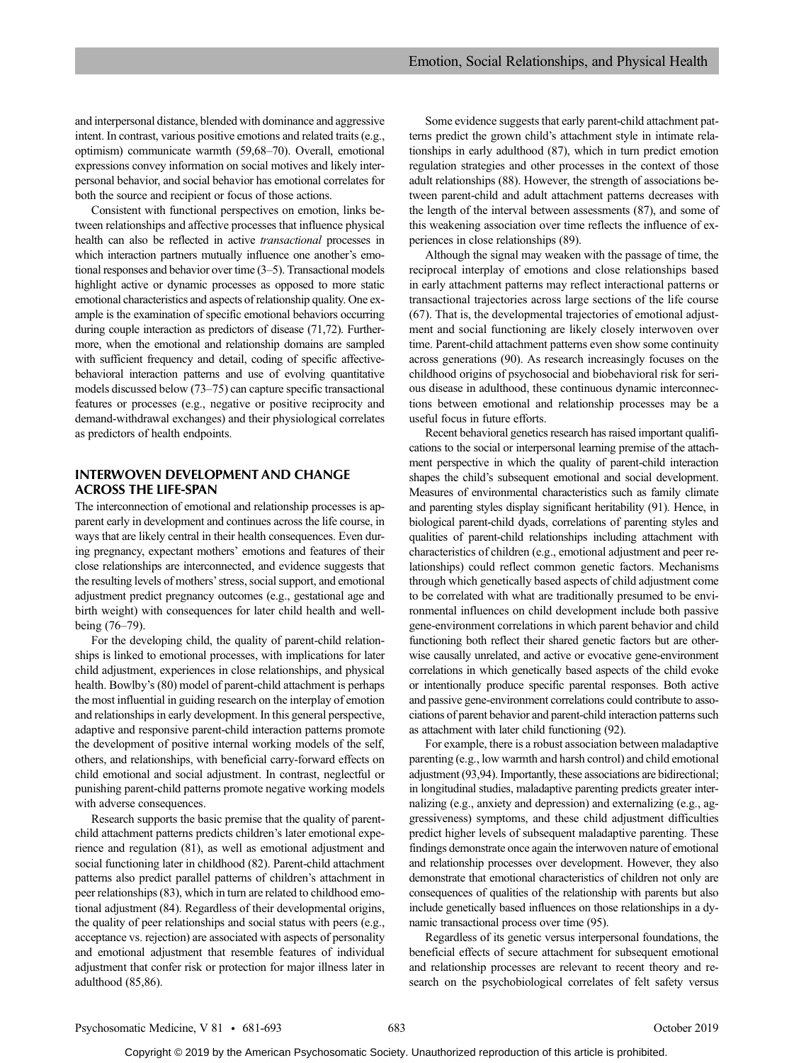and interpersonal distance, blended with dominance and aggressive intent. In contrast, various positive emotions and related traits (e.g., optimism) communicate warmth (59,68–70). Overall, emotional expressions convey information on social motives and likely interpersonal behavior, and social behavior has emotional correlates for both the source and recipient or focus of those actions.

Consistent with functional perspectives on emotion, links between relationships and affective processes that influence physical health can also be reflected in active *transactional* processes in which interaction partners mutually influence one another's emotional responses and behavior over time (3–5). Transactional models highlight active or dynamic processes as opposed to more static emotional characteristics and aspects of relationship quality. One example is the examination of specific emotional behaviors occurring during couple interaction as predictors of disease (71,72). Furthermore, when the emotional and relationship domains are sampled with sufficient frequency and detail, coding of specific affective-behavioral interaction patterns and use of evolving quantitative models discussed below (73–75) can capture specific transactional features or processes (e.g., negative or positive reciprocity and demand-withdrawal exchanges) and their physiological correlates as predictors of health endpoints.

## INTERWOVEN DEVELOPMENT AND CHANGE ACROSS THE LIFE-SPAN

The interconnection of emotional and relationship processes is apparent early in development and continues across the life course, in ways that are likely central in their health consequences. Even during pregnancy, expectant mothers' emotions and features of their close relationships are interconnected, and evidence suggests that the resulting levels of mothers' stress, social support, and emotional adjustment predict pregnancy outcomes (e.g., gestational age and birth weight) with consequences for later child health and well-being (76–79).

For the developing child, the quality of parent-child relationships is linked to emotional processes, with implications for later child adjustment, experiences in close relationships, and physical health. Bowlby's (80) model of parent-child attachment is perhaps the most influential in guiding research on the interplay of emotion and relationships in early development. In this general perspective, adaptive and responsive parent-child interaction patterns promote the development of positive internal working models of the self, others, and relationships, with beneficial carry-forward effects on child emotional and social adjustment. In contrast, neglectful or punishing parent-child patterns promote negative working models with adverse consequences.

Research supports the basic premise that the quality of parent-child attachment patterns predicts children's later emotional experience and regulation (81), as well as emotional adjustment and social functioning later in childhood (82). Parent-child attachment patterns also predict parallel patterns of children's attachment in peer relationships (83), which in turn are related to childhood emotional adjustment (84). Regardless of their developmental origins, the quality of peer relationships and social status with peers (e.g., acceptance vs. rejection) are associated with aspects of personality and emotional adjustment that resemble features of individual adjustment that confer risk or protection for major illness later in adulthood (85,86).

Some evidence suggests that early parent-child attachment patterns predict the grown child's attachment style in intimate relationships in early adulthood (87), which in turn predict emotion regulation strategies and other processes in the context of those adult relationships (88). However, the strength of associations between parent-child and adult attachment patterns decreases with the length of the interval between assessments (87), and some of this weakening association over time reflects the influence of experiences in close relationships (89).

Although the signal may weaken with the passage of time, the reciprocal interplay of emotions and close relationships based in early attachment patterns may reflect interactional patterns or transactional trajectories across large sections of the life course (67). That is, the developmental trajectories of emotional adjustment and social functioning are likely closely interwoven over time. Parent-child attachment patterns even show some continuity across generations (90). As research increasingly focuses on the childhood origins of psychosocial and biobehavioral risk for serious disease in adulthood, these continuous dynamic interconnections between emotional and relationship processes may be a useful focus in future efforts.

Recent behavioral genetics research has raised important qualifications to the social or interpersonal learning premise of the attachment perspective in which the quality of parent-child interaction shapes the child's subsequent emotional and social development. Measures of environmental characteristics such as family climate and parenting styles display significant heritability (91). Hence, in biological parent-child dyads, correlations of parenting styles and qualities of parent-child relationships including attachment with characteristics of children (e.g., emotional adjustment and peer relationships) could reflect common genetic factors. Mechanisms through which genetically based aspects of child adjustment come to be correlated with what are traditionally presumed to be environmental influences on child development include both passive gene-environment correlations in which parent behavior and child functioning both reflect their shared genetic factors but are otherwise causally unrelated, and active or evocative gene-environment correlations in which genetically based aspects of the child evoke or intentionally produce specific parental responses. Both active and passive gene-environment correlations could contribute to associations of parent behavior and parent-child interaction patterns such as attachment with later child functioning (92).

For example, there is a robust association between maladaptive parenting (e.g., low warmth and harsh control) and child emotional adjustment (93,94). Importantly, these associations are bidirectional; in longitudinal studies, maladaptive parenting predicts greater internalizing (e.g., anxiety and depression) and externalizing (e.g., aggressiveness) symptoms, and these child adjustment difficulties predict higher levels of subsequent maladaptive parenting. These findings demonstrate once again the interwoven nature of emotional and relationship processes over development. However, they also demonstrate that emotional characteristics of children not only are consequences of qualities of the relationship with parents but also include genetically based influences on those relationships in a dynamic transactional process over time (95).

Regardless of its genetic versus interpersonal foundations, the beneficial effects of secure attachment for subsequent emotional and relationship processes are relevant to recent theory and research on the psychobiological correlates of felt safety versus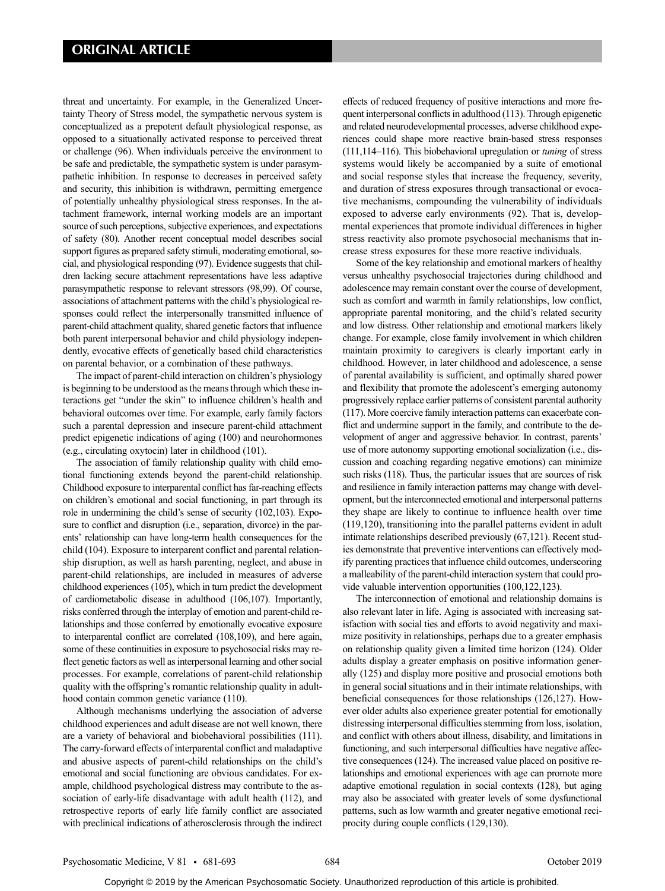threat and uncertainty. For example, in the Generalized Uncertainty Theory of Stress model, the sympathetic nervous system is conceptualized as a prepotent default physiological response, as opposed to a situationally activated response to perceived threat or challenge (96). When individuals perceive the environment to be safe and predictable, the sympathetic system is under parasympathetic inhibition. In response to decreases in perceived safety and security, this inhibition is withdrawn, permitting emergence of potentially unhealthy physiological stress responses. In the attachment framework, internal working models are an important source of such perceptions, subjective experiences, and expectations of safety (80). Another recent conceptual model describes social support figures as prepared safety stimuli, moderating emotional, social, and physiological responding (97). Evidence suggests that children lacking secure attachment representations have less adaptive parasympathetic response to relevant stressors (98,99). Of course, associations of attachment patterns with the child's physiological responses could reflect the interpersonally transmitted influence of parent-child attachment quality, shared genetic factors that influence both parent interpersonal behavior and child physiology independently, evocative effects of genetically based child characteristics on parental behavior, or a combination of these pathways.

The impact of parent-child interaction on children's physiology is beginning to be understood as the means through which these interactions get "under the skin" to influence children's health and behavioral outcomes over time. For example, early family factors such a parental depression and insecure parent-child attachment predict epigenetic indications of aging (100) and neurohormones (e.g., circulating oxytocin) later in childhood (101).

The association of family relationship quality with child emotional functioning extends beyond the parent-child relationship. Childhood exposure to interparental conflict has far-reaching effects on children's emotional and social functioning, in part through its role in undermining the child's sense of security (102,103). Exposure to conflict and disruption (i.e., separation, divorce) in the parents' relationship can have long-term health consequences for the child (104). Exposure to interparent conflict and parental relationship disruption, as well as harsh parenting, neglect, and abuse in parent-child relationships, are included in measures of adverse childhood experiences (105), which in turn predict the development of cardiometabolic disease in adulthood (106,107). Importantly, risks conferred through the interplay of emotion and parent-child relationships and those conferred by emotionally evocative exposure to interparental conflict are correlated (108,109), and here again, some of these continuities in exposure to psychosocial risks may reflect genetic factors as well as interpersonal learning and other social processes. For example, correlations of parent-child relationship quality with the offspring's romantic relationship quality in adulthood contain common genetic variance (110).

Although mechanisms underlying the association of adverse childhood experiences and adult disease are not well known, there are a variety of behavioral and biobehavioral possibilities (111). The carry-forward effects of interparental conflict and maladaptive and abusive aspects of parent-child relationships on the child's emotional and social functioning are obvious candidates. For example, childhood psychological distress may contribute to the association of early-life disadvantage with adult health (112), and retrospective reports of early life family conflict are associated with preclinical indications of atherosclerosis through the indirect effects of reduced frequency of positive interactions and more frequent interpersonal conflicts in adulthood (113). Through epigenetic and related neurodevelopmental processes, adverse childhood experiences could shape more reactive brain-based stress responses (111,114–116). This biobehavioral upregulation or *tuning* of stress systems would likely be accompanied by a suite of emotional and social response styles that increase the frequency, severity, and duration of stress exposures through transactional or evocative mechanisms, compounding the vulnerability of individuals exposed to adverse early environments (92). That is, developmental experiences that promote individual differences in higher stress reactivity also promote psychosocial mechanisms that increase stress exposures for these more reactive individuals.

Some of the key relationship and emotional markers of healthy versus unhealthy psychosocial trajectories during childhood and adolescence may remain constant over the course of development, such as comfort and warmth in family relationships, low conflict, appropriate parental monitoring, and the child's related security and low distress. Other relationship and emotional markers likely change. For example, close family involvement in which children maintain proximity to caregivers is clearly important early in childhood. However, in later childhood and adolescence, a sense of parental availability is sufficient, and optimally shared power and flexibility that promote the adolescent's emerging autonomy progressively replace earlier patterns of consistent parental authority (117). More coercive family interaction patterns can exacerbate conflict and undermine support in the family, and contribute to the development of anger and aggressive behavior. In contrast, parents' use of more autonomy supporting emotional socialization (i.e., discussion and coaching regarding negative emotions) can minimize such risks (118). Thus, the particular issues that are sources of risk and resilience in family interaction patterns may change with development, but the interconnected emotional and interpersonal patterns they shape are likely to continue to influence health over time (119,120), transitioning into the parallel patterns evident in adult intimate relationships described previously (67,121). Recent studies demonstrate that preventive interventions can effectively modify parenting practices that influence child outcomes, underscoring a malleability of the parent-child interaction system that could provide valuable intervention opportunities (100,122,123).

The interconnection of emotional and relationship domains is also relevant later in life. Aging is associated with increasing satisfaction with social ties and efforts to avoid negativity and maximize positivity in relationships, perhaps due to a greater emphasis on relationship quality given a limited time horizon (124). Older adults display a greater emphasis on positive information generally (125) and display more positive and prosocial emotions both in general social situations and in their intimate relationships, with beneficial consequences for those relationships (126,127). However older adults also experience greater potential for emotionally distressing interpersonal difficulties stemming from loss, isolation, and conflict with others about illness, disability, and limitations in functioning, and such interpersonal difficulties have negative affective consequences (124). The increased value placed on positive relationships and emotional experiences with age can promote more adaptive emotional regulation in social contexts (128), but aging may also be associated with greater levels of some dysfunctional patterns, such as low warmth and greater negative emotional reciprocity during couple conflicts (129,130).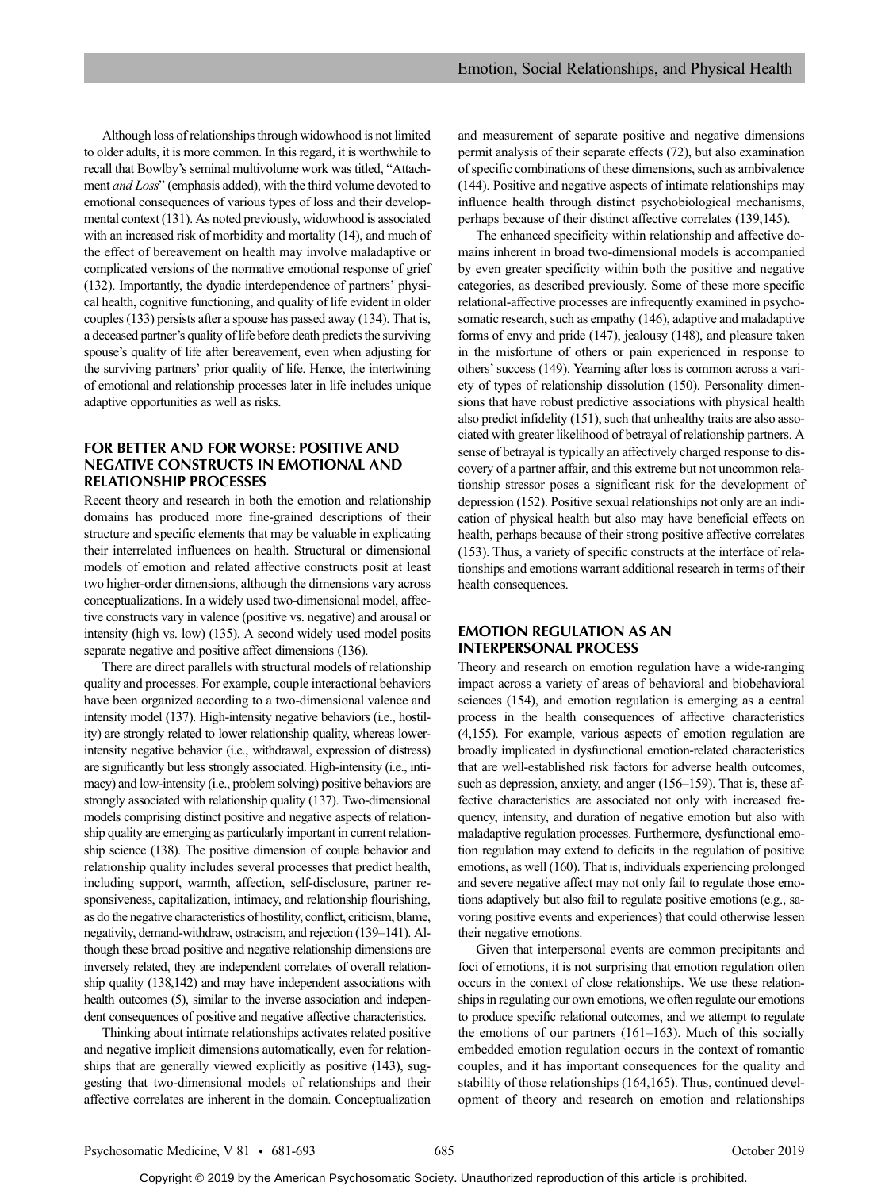Although loss of relationships through widowhood is not limited to older adults, it is more common. In this regard, it is worthwhile to recall that Bowlby's seminal multivolume work was titled, "Attachment *and Loss*" (emphasis added), with the third volume devoted to emotional consequences of various types of loss and their developmental context (131). As noted previously, widowhood is associated with an increased risk of morbidity and mortality (14), and much of the effect of bereavement on health may involve maladaptive or complicated versions of the normative emotional response of grief (132). Importantly, the dyadic interdependence of partners' physical health, cognitive functioning, and quality of life evident in older couples (133) persists after a spouse has passed away (134). That is, a deceased partner's quality of life before death predicts the surviving spouse's quality of life after bereavement, even when adjusting for the surviving partners' prior quality of life. Hence, the intertwining of emotional and relationship processes later in life includes unique adaptive opportunities as well as risks.

## FOR BETTER AND FOR WORSE: POSITIVE AND NEGATIVE CONSTRUCTS IN EMOTIONAL AND RELATIONSHIP PROCESSES

Recent theory and research in both the emotion and relationship domains has produced more fine-grained descriptions of their structure and specific elements that may be valuable in explicating their interrelated influences on health. Structural or dimensional models of emotion and related affective constructs posit at least two higher-order dimensions, although the dimensions vary across conceptualizations. In a widely used two-dimensional model, affective constructs vary in valence (positive vs. negative) and arousal or intensity (high vs. low) (135). A second widely used model posits separate negative and positive affect dimensions (136).

There are direct parallels with structural models of relationship quality and processes. For example, couple interactional behaviors have been organized according to a two-dimensional valence and intensity model (137). High-intensity negative behaviors (i.e., hostility) are strongly related to lower relationship quality, whereas lower-intensity negative behavior (i.e., withdrawal, expression of distress) are significantly but less strongly associated. High-intensity (i.e., intimacy) and low-intensity (i.e., problem solving) positive behaviors are strongly associated with relationship quality (137). Two-dimensional models comprising distinct positive and negative aspects of relationship quality are emerging as particularly important in current relationship science (138). The positive dimension of couple behavior and relationship quality includes several processes that predict health, including support, warmth, affection, self-disclosure, partner responsiveness, capitalization, intimacy, and relationship flourishing, as do the negative characteristics of hostility, conflict, criticism, blame, negativity, demand-withdraw, ostracism, and rejection (139–141). Although these broad positive and negative relationship dimensions are inversely related, they are independent correlates of overall relationship quality (138,142) and may have independent associations with health outcomes (5), similar to the inverse association and independent consequences of positive and negative affective characteristics.

Thinking about intimate relationships activates related positive and negative implicit dimensions automatically, even for relationships that are generally viewed explicitly as positive (143), suggesting that two-dimensional models of relationships and their affective correlates are inherent in the domain. Conceptualization and measurement of separate positive and negative dimensions permit analysis of their separate effects (72), but also examination of specific combinations of these dimensions, such as ambivalence (144). Positive and negative aspects of intimate relationships may influence health through distinct psychobiological mechanisms, perhaps because of their distinct affective correlates (139,145).

The enhanced specificity within relationship and affective domains inherent in broad two-dimensional models is accompanied by even greater specificity within both the positive and negative categories, as described previously. Some of these more specific relational-affective processes are infrequently examined in psychosomatic research, such as empathy (146), adaptive and maladaptive forms of envy and pride (147), jealousy (148), and pleasure taken in the misfortune of others or pain experienced in response to others' success (149). Yearning after loss is common across a variety of types of relationship dissolution (150). Personality dimensions that have robust predictive associations with physical health also predict infidelity (151), such that unhealthy traits are also associated with greater likelihood of betrayal of relationship partners. A sense of betrayal is typically an affectively charged response to discovery of a partner affair, and this extreme but not uncommon relationship stressor poses a significant risk for the development of depression (152). Positive sexual relationships not only are an indication of physical health but also may have beneficial effects on health, perhaps because of their strong positive affective correlates (153). Thus, a variety of specific constructs at the interface of relationships and emotions warrant additional research in terms of their health consequences.

## EMOTION REGULATION AS AN INTERPERSONAL PROCESS

Theory and research on emotion regulation have a wide-ranging impact across a variety of areas of behavioral and biobehavioral sciences (154), and emotion regulation is emerging as a central process in the health consequences of affective characteristics (4,155). For example, various aspects of emotion regulation are broadly implicated in dysfunctional emotion-related characteristics that are well-established risk factors for adverse health outcomes, such as depression, anxiety, and anger (156–159). That is, these affective characteristics are associated not only with increased frequency, intensity, and duration of negative emotion but also with maladaptive regulation processes. Furthermore, dysfunctional emotion regulation may extend to deficits in the regulation of positive emotions, as well (160). That is, individuals experiencing prolonged and severe negative affect may not only fail to regulate those emotions adaptively but also fail to regulate positive emotions (e.g., savoring positive events and experiences) that could otherwise lessen their negative emotions.

Given that interpersonal events are common precipitants and foci of emotions, it is not surprising that emotion regulation often occurs in the context of close relationships. We use these relationships in regulating our own emotions, we often regulate our emotions to produce specific relational outcomes, and we attempt to regulate the emotions of our partners (161–163). Much of this socially embedded emotion regulation occurs in the context of romantic couples, and it has important consequences for the quality and stability of those relationships (164,165). Thus, continued development of theory and research on emotion and relationships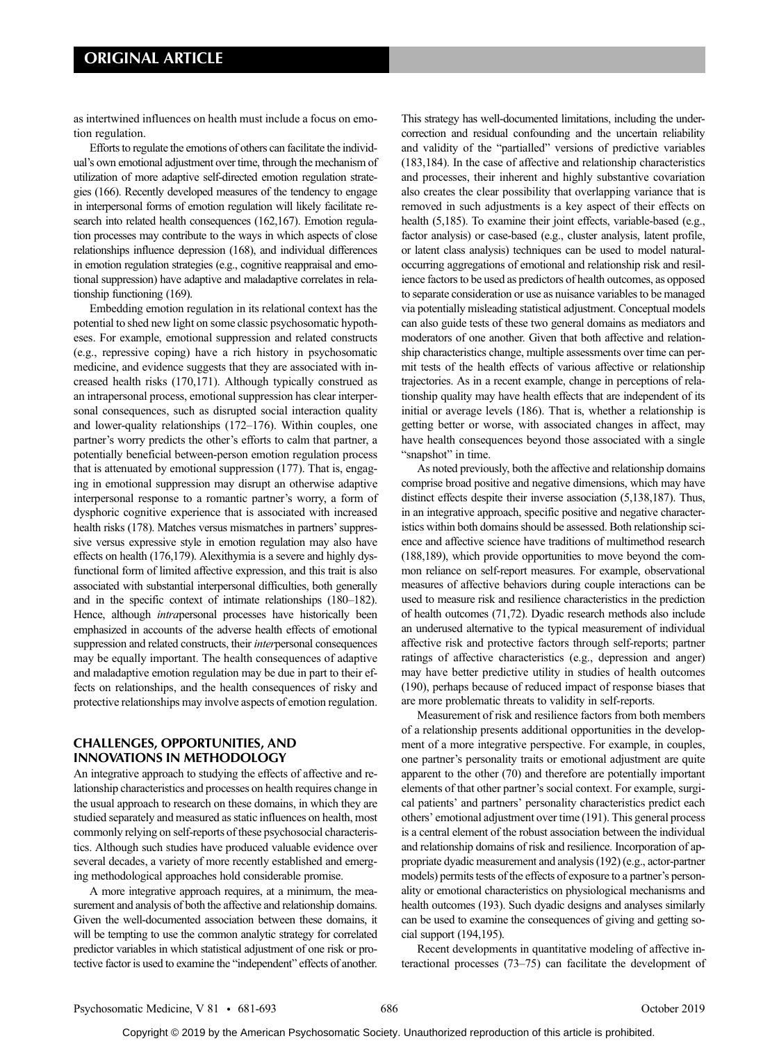as intertwined influences on health must include a focus on emotion regulation.

Efforts to regulate the emotions of others can facilitate the individual's own emotional adjustment over time, through the mechanism of utilization of more adaptive self-directed emotion regulation strategies (166). Recently developed measures of the tendency to engage in interpersonal forms of emotion regulation will likely facilitate research into related health consequences (162,167). Emotion regulation processes may contribute to the ways in which aspects of close relationships influence depression (168), and individual differences in emotion regulation strategies (e.g., cognitive reappraisal and emotional suppression) have adaptive and maladaptive correlates in relationship functioning (169).

Embedding emotion regulation in its relational context has the potential to shed new light on some classic psychosomatic hypotheses. For example, emotional suppression and related constructs (e.g., repressive coping) have a rich history in psychosomatic medicine, and evidence suggests that they are associated with increased health risks (170,171). Although typically construed as an intrapersonal process, emotional suppression has clear interpersonal consequences, such as disrupted social interaction quality and lower-quality relationships (172–176). Within couples, one partner's worry predicts the other's efforts to calm that partner, a potentially beneficial between-person emotion regulation process that is attenuated by emotional suppression (177). That is, engaging in emotional suppression may disrupt an otherwise adaptive interpersonal response to a romantic partner's worry, a form of dysphoric cognitive experience that is associated with increased health risks (178). Matches versus mismatches in partners' suppressive versus expressive style in emotion regulation may also have effects on health (176,179). Alexithymia is a severe and highly dysfunctional form of limited affective expression, and this trait is also associated with substantial interpersonal difficulties, both generally and in the specific context of intimate relationships (180–182). Hence, although *intra*personal processes have historically been emphasized in accounts of the adverse health effects of emotional suppression and related constructs, their *inter*personal consequences may be equally important. The health consequences of adaptive and maladaptive emotion regulation may be due in part to their effects on relationships, and the health consequences of risky and protective relationships may involve aspects of emotion regulation.

## CHALLENGES, OPPORTUNITIES, AND INNOVATIONS IN METHODOLOGY

An integrative approach to studying the effects of affective and relationship characteristics and processes on health requires change in the usual approach to research on these domains, in which they are studied separately and measured as static influences on health, most commonly relying on self-reports of these psychosocial characteristics. Although such studies have produced valuable evidence over several decades, a variety of more recently established and emerging methodological approaches hold considerable promise.

A more integrative approach requires, at a minimum, the measurement and analysis of both the affective and relationship domains. Given the well-documented association between these domains, it will be tempting to use the common analytic strategy for correlated predictor variables in which statistical adjustment of one risk or protective factor is used to examine the "independent" effects of another. This strategy has well-documented limitations, including the undercorrection and residual confounding and the uncertain reliability and validity of the "partialled" versions of predictive variables (183,184). In the case of affective and relationship characteristics and processes, their inherent and highly substantive covariation also creates the clear possibility that overlapping variance that is removed in such adjustments is a key aspect of their effects on health (5,185). To examine their joint effects, variable-based (e.g., factor analysis) or case-based (e.g., cluster analysis, latent profile, or latent class analysis) techniques can be used to model natural-occurring aggregations of emotional and relationship risk and resilience factors to be used as predictors of health outcomes, as opposed to separate consideration or use as nuisance variables to be managed via potentially misleading statistical adjustment. Conceptual models can also guide tests of these two general domains as mediators and moderators of one another. Given that both affective and relationship characteristics change, multiple assessments over time can permit tests of the health effects of various affective or relationship trajectories. As in a recent example, change in perceptions of relationship quality may have health effects that are independent of its initial or average levels (186). That is, whether a relationship is getting better or worse, with associated changes in affect, may have health consequences beyond those associated with a single "snapshot" in time.

As noted previously, both the affective and relationship domains comprise broad positive and negative dimensions, which may have distinct effects despite their inverse association (5,138,187). Thus, in an integrative approach, specific positive and negative characteristics within both domains should be assessed. Both relationship science and affective science have traditions of multimethod research (188,189), which provide opportunities to move beyond the common reliance on self-report measures. For example, observational measures of affective behaviors during couple interactions can be used to measure risk and resilience characteristics in the prediction of health outcomes (71,72). Dyadic research methods also include an underused alternative to the typical measurement of individual affective risk and protective factors through self-reports; partner ratings of affective characteristics (e.g., depression and anger) may have better predictive utility in studies of health outcomes (190), perhaps because of reduced impact of response biases that are more problematic threats to validity in self-reports.

Measurement of risk and resilience factors from both members of a relationship presents additional opportunities in the development of a more integrative perspective. For example, in couples, one partner's personality traits or emotional adjustment are quite apparent to the other (70) and therefore are potentially important elements of that other partner's social context. For example, surgical patients' and partners' personality characteristics predict each others' emotional adjustment over time (191). This general process is a central element of the robust association between the individual and relationship domains of risk and resilience. Incorporation of appropriate dyadic measurement and analysis (192) (e.g., actor-partner models) permits tests of the effects of exposure to a partner's personality or emotional characteristics on physiological mechanisms and health outcomes (193). Such dyadic designs and analyses similarly can be used to examine the consequences of giving and getting social support (194,195).

Recent developments in quantitative modeling of affective interactional processes (73–75) can facilitate the development of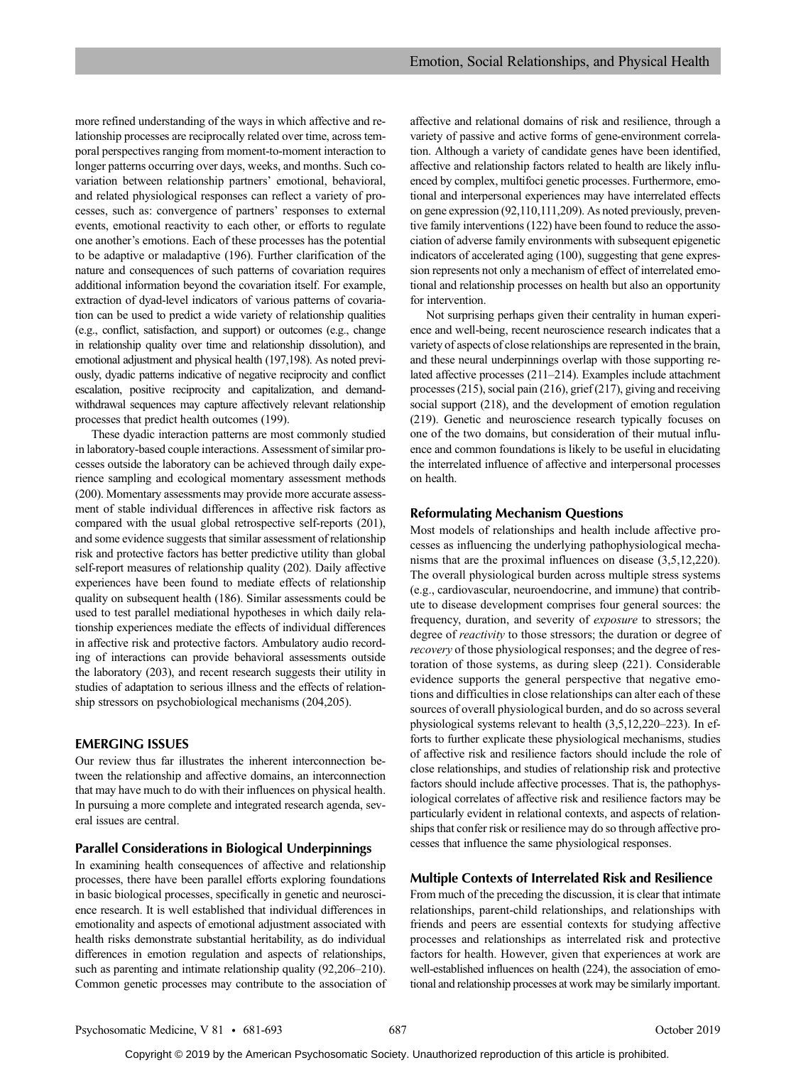more refined understanding of the ways in which affective and relationship processes are reciprocally related over time, across temporal perspectives ranging from moment-to-moment interaction to longer patterns occurring over days, weeks, and months. Such covariation between relationship partners' emotional, behavioral, and related physiological responses can reflect a variety of processes, such as: convergence of partners' responses to external events, emotional reactivity to each other, or efforts to regulate one another's emotions. Each of these processes has the potential to be adaptive or maladaptive (196). Further clarification of the nature and consequences of such patterns of covariation requires additional information beyond the covariation itself. For example, extraction of dyad-level indicators of various patterns of covariation can be used to predict a wide variety of relationship qualities (e.g., conflict, satisfaction, and support) or outcomes (e.g., change in relationship quality over time and relationship dissolution), and emotional adjustment and physical health (197,198). As noted previously, dyadic patterns indicative of negative reciprocity and conflict escalation, positive reciprocity and capitalization, and demand-withdrawal sequences may capture affectively relevant relationship processes that predict health outcomes (199).

These dyadic interaction patterns are most commonly studied in laboratory-based couple interactions. Assessment of similar processes outside the laboratory can be achieved through daily experience sampling and ecological momentary assessment methods (200). Momentary assessments may provide more accurate assessment of stable individual differences in affective risk factors as compared with the usual global retrospective self-reports (201), and some evidence suggests that similar assessment of relationship risk and protective factors has better predictive utility than global self-report measures of relationship quality (202). Daily affective experiences have been found to mediate effects of relationship quality on subsequent health (186). Similar assessments could be used to test parallel mediational hypotheses in which daily relationship experiences mediate the effects of individual differences in affective risk and protective factors. Ambulatory audio recording of interactions can provide behavioral assessments outside the laboratory (203), and recent research suggests their utility in studies of adaptation to serious illness and the effects of relationship stressors on psychobiological mechanisms (204,205).

## EMERGING ISSUES

Our review thus far illustrates the inherent interconnection between the relationship and affective domains, an interconnection that may have much to do with their influences on physical health. In pursuing a more complete and integrated research agenda, several issues are central.

### Parallel Considerations in Biological Underpinnings

In examining health consequences of affective and relationship processes, there have been parallel efforts exploring foundations in basic biological processes, specifically in genetic and neuroscience research. It is well established that individual differences in emotionality and aspects of emotional adjustment associated with health risks demonstrate substantial heritability, as do individual differences in emotion regulation and aspects of relationships, such as parenting and intimate relationship quality (92,206–210). Common genetic processes may contribute to the association of affective and relational domains of risk and resilience, through a variety of passive and active forms of gene-environment correlation. Although a variety of candidate genes have been identified, affective and relationship factors related to health are likely influenced by complex, multifoci genetic processes. Furthermore, emotional and interpersonal experiences may have interrelated effects on gene expression (92,110,111,209). As noted previously, preventive family interventions (122) have been found to reduce the association of adverse family environments with subsequent epigenetic indicators of accelerated aging (100), suggesting that gene expression represents not only a mechanism of effect of interrelated emotional and relationship processes on health but also an opportunity for intervention.

Not surprising perhaps given their centrality in human experience and well-being, recent neuroscience research indicates that a variety of aspects of close relationships are represented in the brain, and these neural underpinnings overlap with those supporting related affective processes (211–214). Examples include attachment processes (215), social pain (216), grief (217), giving and receiving social support (218), and the development of emotion regulation (219). Genetic and neuroscience research typically focuses on one of the two domains, but consideration of their mutual influence and common foundations is likely to be useful in elucidating the interrelated influence of affective and interpersonal processes on health.

### Reformulating Mechanism Questions

Most models of relationships and health include affective processes as influencing the underlying pathophysiological mechanisms that are the proximal influences on disease (3,5,12,220). The overall physiological burden across multiple stress systems (e.g., cardiovascular, neuroendocrine, and immune) that contribute to disease development comprises four general sources: the frequency, duration, and severity of *exposure* to stressors; the degree of *reactivity* to those stressors; the duration or degree of *recovery* of those physiological responses; and the degree of restoration of those systems, as during sleep (221). Considerable evidence supports the general perspective that negative emotions and difficulties in close relationships can alter each of these sources of overall physiological burden, and do so across several physiological systems relevant to health (3,5,12,220–223). In efforts to further explicate these physiological mechanisms, studies of affective risk and resilience factors should include the role of close relationships, and studies of relationship risk and protective factors should include affective processes. That is, the pathophysiological correlates of affective risk and resilience factors may be particularly evident in relational contexts, and aspects of relationships that confer risk or resilience may do so through affective processes that influence the same physiological responses.

### Multiple Contexts of Interrelated Risk and Resilience

From much of the preceding the discussion, it is clear that intimate relationships, parent-child relationships, and relationships with friends and peers are essential contexts for studying affective processes and relationships as interrelated risk and protective factors for health. However, given that experiences at work are well-established influences on health (224), the association of emotional and relationship processes at work may be similarly important.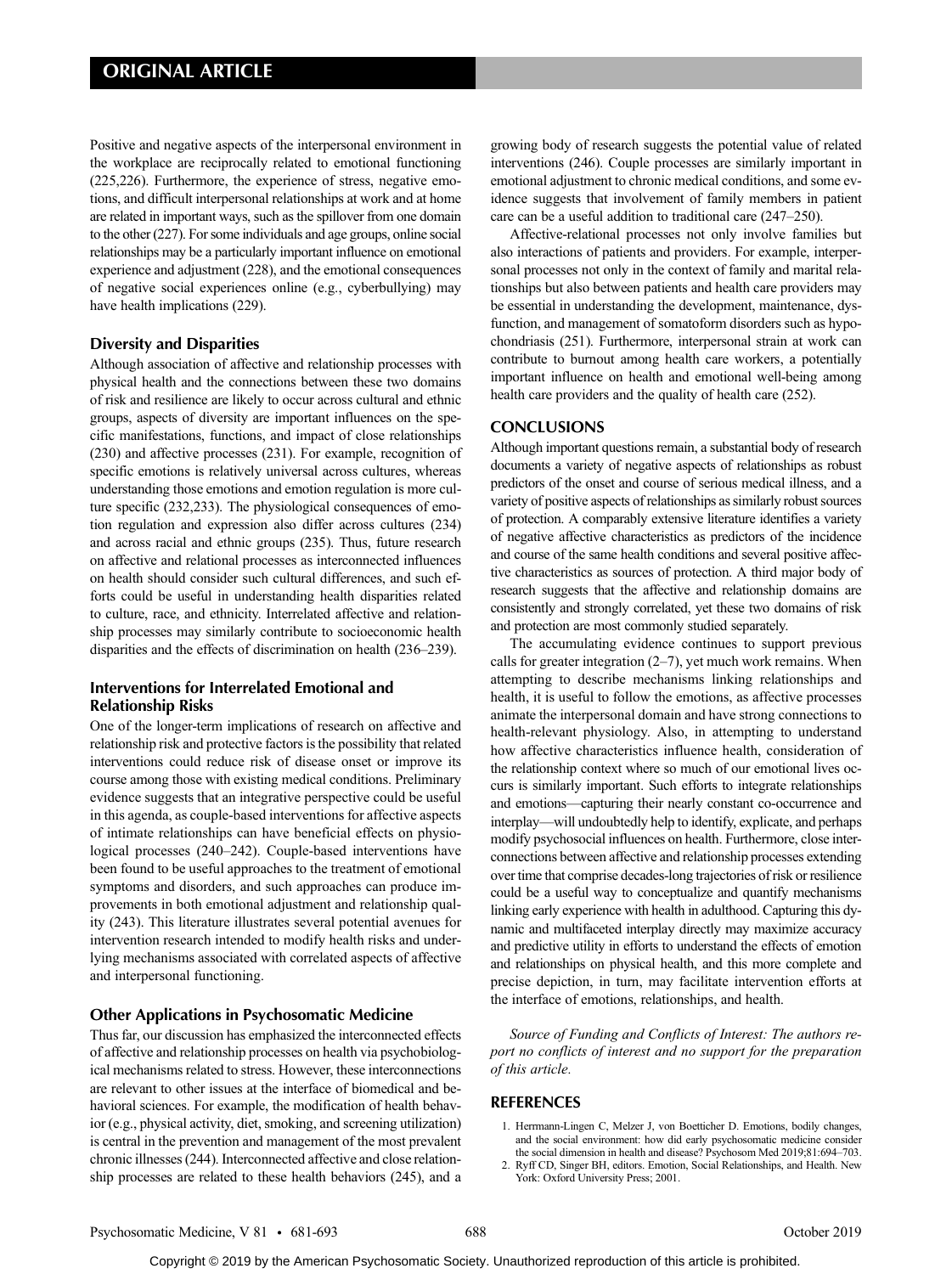Positive and negative aspects of the interpersonal environment in the workplace are reciprocally related to emotional functioning (225,226). Furthermore, the experience of stress, negative emotions, and difficult interpersonal relationships at work and at home are related in important ways, such as the spillover from one domain to the other (227). For some individuals and age groups, online social relationships may be a particularly important influence on emotional experience and adjustment (228), and the emotional consequences of negative social experiences online (e.g., cyberbullying) may have health implications (229).

### Diversity and Disparities

Although association of affective and relationship processes with physical health and the connections between these two domains of risk and resilience are likely to occur across cultural and ethnic groups, aspects of diversity are important influences on the specific manifestations, functions, and impact of close relationships (230) and affective processes (231). For example, recognition of specific emotions is relatively universal across cultures, whereas understanding those emotions and emotion regulation is more culture specific (232,233). The physiological consequences of emotion regulation and expression also differ across cultures (234) and across racial and ethnic groups (235). Thus, future research on affective and relational processes as interconnected influences on health should consider such cultural differences, and such efforts could be useful in understanding health disparities related to culture, race, and ethnicity. Interrelated affective and relationship processes may similarly contribute to socioeconomic health disparities and the effects of discrimination on health (236–239).

### Interventions for Interrelated Emotional and Relationship Risks

One of the longer-term implications of research on affective and relationship risk and protective factors is the possibility that related interventions could reduce risk of disease onset or improve its course among those with existing medical conditions. Preliminary evidence suggests that an integrative perspective could be useful in this agenda, as couple-based interventions for affective aspects of intimate relationships can have beneficial effects on physiological processes (240–242). Couple-based interventions have been found to be useful approaches to the treatment of emotional symptoms and disorders, and such approaches can produce improvements in both emotional adjustment and relationship quality (243). This literature illustrates several potential avenues for intervention research intended to modify health risks and underlying mechanisms associated with correlated aspects of affective and interpersonal functioning.

### Other Applications in Psychosomatic Medicine

Thus far, our discussion has emphasized the interconnected effects of affective and relationship processes on health via psychobiological mechanisms related to stress. However, these interconnections are relevant to other issues at the interface of biomedical and behavioral sciences. For example, the modification of health behavior (e.g., physical activity, diet, smoking, and screening utilization) is central in the prevention and management of the most prevalent chronic illnesses (244). Interconnected affective and close relationship processes are related to these health behaviors (245), and a growing body of research suggests the potential value of related interventions (246). Couple processes are similarly important in emotional adjustment to chronic medical conditions, and some evidence suggests that involvement of family members in patient care can be a useful addition to traditional care (247–250).

Affective-relational processes not only involve families but also interactions of patients and providers. For example, interpersonal processes not only in the context of family and marital relationships but also between patients and health care providers may be essential in understanding the development, maintenance, dysfunction, and management of somatoform disorders such as hypochondriasis (251). Furthermore, interpersonal strain at work can contribute to burnout among health care workers, a potentially important influence on health and emotional well-being among health care providers and the quality of health care (252).

## CONCLUSIONS

Although important questions remain, a substantial body of research documents a variety of negative aspects of relationships as robust predictors of the onset and course of serious medical illness, and a variety of positive aspects of relationships as similarly robust sources of protection. A comparably extensive literature identifies a variety of negative affective characteristics as predictors of the incidence and course of the same health conditions and several positive affective characteristics as sources of protection. A third major body of research suggests that the affective and relationship domains are consistently and strongly correlated, yet these two domains of risk and protection are most commonly studied separately.

The accumulating evidence continues to support previous calls for greater integration (2–7), yet much work remains. When attempting to describe mechanisms linking relationships and health, it is useful to follow the emotions, as affective processes animate the interpersonal domain and have strong connections to health-relevant physiology. Also, in attempting to understand how affective characteristics influence health, consideration of the relationship context where so much of our emotional lives occurs is similarly important. Such efforts to integrate relationships and emotions—capturing their nearly constant co-occurrence and interplay—will undoubtedly help to identify, explicate, and perhaps modify psychosocial influences on health. Furthermore, close interconnections between affective and relationship processes extending over time that comprise decades-long trajectories of risk or resilience could be a useful way to conceptualize and quantify mechanisms linking early experience with health in adulthood. Capturing this dynamic and multifaceted interplay directly may maximize accuracy and predictive utility in efforts to understand the effects of emotion and relationships on physical health, and this more complete and precise depiction, in turn, may facilitate intervention efforts at the interface of emotions, relationships, and health.

*Source of Funding and Conflicts of Interest: The authors report no conflicts of interest and no support for the preparation of this article.*

## REFERENCES

1. Herrmann-Lingen C, Melzer J, von Boetticher D. Emotions, bodily changes, and the social environment: how did early psychosomatic medicine consider the social dimension in health and disease? Psychosom Med 2019;81:694–703.
2. Ryff CD, Singer BH, editors. Emotion, Social Relationships, and Health. New York: Oxford University Press; 2001.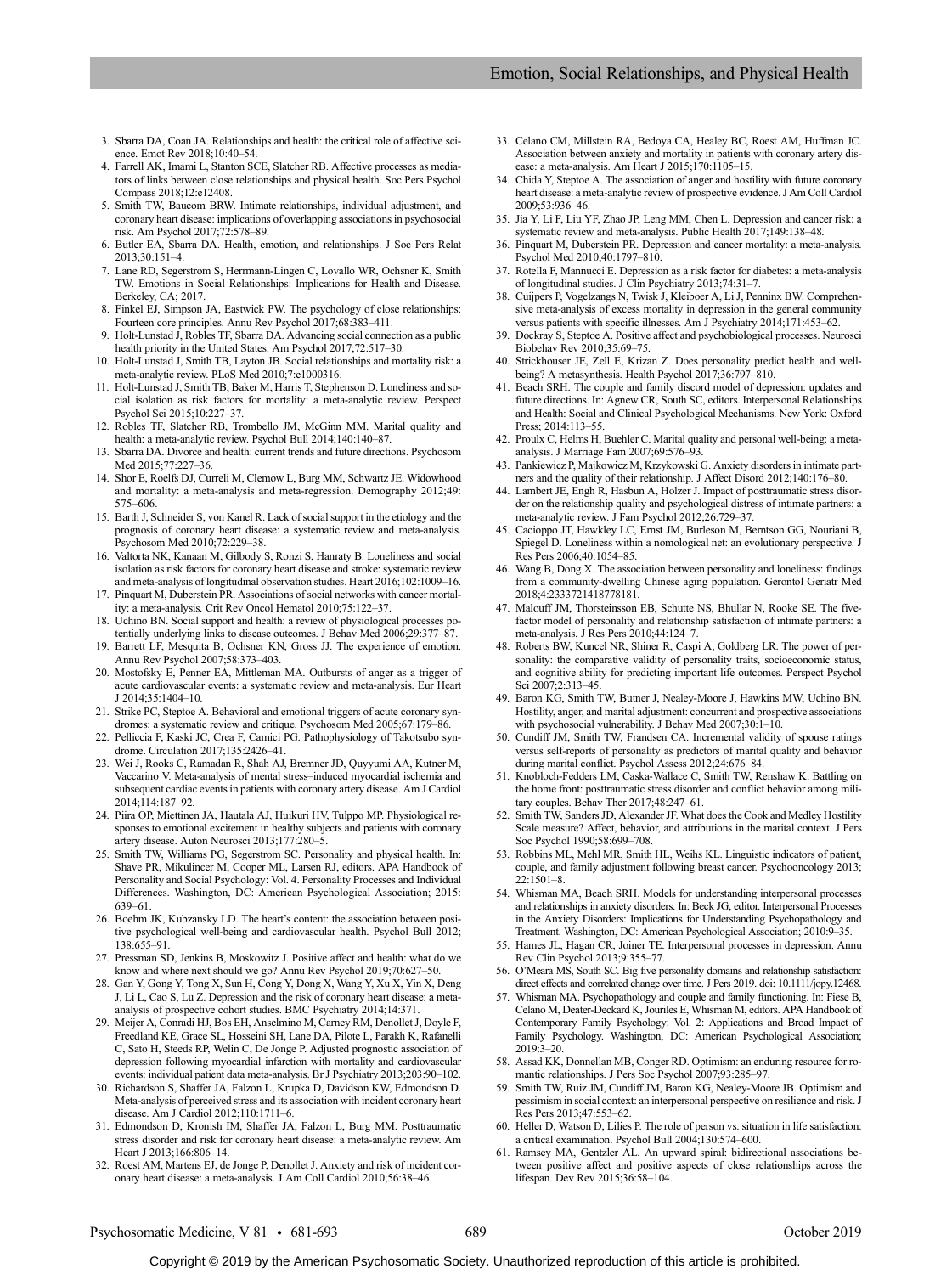3. Sbarra DA, Coan JA. Relationships and health: the critical role of affective science. Emot Rev 2018;10:40–54.
4. Farrell AK, Imami L, Stanton SCE, Slatcher RB. Affective processes as mediators of links between close relationships and physical health. Soc Pers Psychol Compass 2018;12:e12408.
5. Smith TW, Baucom BRW. Intimate relationships, individual adjustment, and coronary heart disease: implications of overlapping associations in psychosocial risk. Am Psychol 2017;72:578–89.
6. Butler EA, Sbarra DA. Health, emotion, and relationships. J Soc Pers Relat 2013;30:151–4.
7. Lane RD, Segerstrom S, Herrmann-Lingen C, Lovallo WR, Ochsner K, Smith TW. Emotions in Social Relationships: Implications for Health and Disease. Berkeley, CA; 2017.
8. Finkel EJ, Simpson JA, Eastwick PW. The psychology of close relationships: Fourteen core principles. Annu Rev Psychol 2017;68:383–411.
9. Holt-Lunstad J, Robles TF, Sbarra DA. Advancing social connection as a public health priority in the United States. Am Psychol 2017;72:517–30.
10. Holt-Lunstad J, Smith TB, Layton JB. Social relationships and mortality risk: a meta-analytic review. PLoS Med 2010;7:e1000316.
11. Holt-Lunstad J, Smith TB, Baker M, Harris T, Stephenson D. Loneliness and social isolation as risk factors for mortality: a meta-analytic review. Perspect Psychol Sci 2015;10:227–37.
12. Robles TF, Slatcher RB, Trombello JM, McGinn MM. Marital quality and health: a meta-analytic review. Psychol Bull 2014;140:140–87.
13. Sbarra DA. Divorce and health: current trends and future directions. Psychosom Med 2015;77:227–36.
14. Shor E, Roelfs DJ, Curreli M, Clemow L, Burg MM, Schwartz JE. Widowhood and mortality: a meta-analysis and meta-regression. Demography 2012;49: 575–606.
15. Barth J, Schneider S, von Kanel R. Lack of social support in the etiology and the prognosis of coronary heart disease: a systematic review and meta-analysis. Psychosom Med 2010;72:229–38.
16. Valtorta NK, Kanaan M, Gilbody S, Ronzi S, Hanraty B. Loneliness and social isolation as risk factors for coronary heart disease and stroke: systematic review and meta-analysis of longitudinal observation studies. Heart 2016;102:1009–16.
17. Pinquart M, Duberstein PR. Associations of social networks with cancer mortality: a meta-analysis. Crit Rev Oncol Hematol 2010;75:122–37.
18. Uchino BN. Social support and health: a review of physiological processes potentially underlying links to disease outcomes. J Behav Med 2006;29:377–87.
19. Barrett LF, Mesquita B, Ochsner KN, Gross JJ. The experience of emotion. Annu Rev Psychol 2007;58:373–403.
20. Mostofsky E, Penner EA, Mittleman MA. Outbursts of anger as a trigger of acute cardiovascular events: a systematic review and meta-analysis. Eur Heart J 2014;35:1404–10.
21. Strike PC, Steptoe A. Behavioral and emotional triggers of acute coronary syndromes: a systematic review and critique. Psychosom Med 2005;67:179–86.
22. Pelliccia F, Kaski JC, Crea F, Camici PG. Pathophysiology of Takotsubo syndrome. Circulation 2017;135:2426–41.
23. Wei J, Rooks C, Ramadan R, Shah AJ, Bremner JD, Quyyumi AA, Kutner M, Vaccarino V. Meta-analysis of mental stress–induced myocardial ischemia and subsequent cardiac events in patients with coronary artery disease. Am J Cardiol 2014;114:187–92.
24. Piira OP, Miettinen JA, Hautala AJ, Huikuri HV, Tulppo MP. Physiological responses to emotional excitement in healthy subjects and patients with coronary artery disease. Auton Neurosci 2013;177:280–5.
25. Smith TW, Williams PG, Segerstrom SC. Personality and physical health. In: Shave PR, Mikulincer M, Cooper ML, Larsen RJ, editors. APA Handbook of Personality and Social Psychology: Vol. 4. Personality Processes and Individual Differences. Washington, DC: American Psychological Association; 2015: 639–61.
26. Boehm JK, Kubzansky LD. The heart's content: the association between positive psychological well-being and cardiovascular health. Psychol Bull 2012; 138:655–91.
27. Pressman SD, Jenkins B, Moskowitz J. Positive affect and health: what do we know and where next should we go? Annu Rev Psychol 2019;70:627–50.
28. Gan Y, Gong Y, Tong X, Sun H, Cong Y, Dong X, Wang Y, Xu X, Yin X, Deng J, Li L, Cao S, Lu Z. Depression and the risk of coronary heart disease: a meta-analysis of prospective cohort studies. BMC Psychiatry 2014;14:371.
29. Meijer A, Conradi HJ, Bos EH, Anselmino M, Carney RM, Denollet J, Doyle F, Freedland KE, Grace SL, Hosseini SH, Lane DA, Pilote L, Parakh K, Rafanelli C, Sato H, Steeds RP, Welin C, De Jonge P. Adjusted prognostic association of depression following myocardial infarction with mortality and cardiovascular events: individual patient data meta-analysis. Br J Psychiatry 2013;203:90–102.
30. Richardson S, Shaffer JA, Falzon L, Krupka D, Davidson KW, Edmondson D. Meta-analysis of perceived stress and its association with incident coronary heart disease. Am J Cardiol 2012;110:1711–6.
31. Edmondson D, Kronish IM, Shaffer JA, Falzon L, Burg MM. Posttraumatic stress disorder and risk for coronary heart disease: a meta-analytic review. Am Heart J 2013;166:806–14.
32. Roest AM, Martens EJ, de Jonge P, Denollet J. Anxiety and risk of incident coronary heart disease: a meta-analysis. J Am Coll Cardiol 2010;56:38–46.
33. Celano CM, Millstein RA, Bedoya CA, Healey BC, Roest AM, Huffman JC. Association between anxiety and mortality in patients with coronary artery disease: a meta-analysis. Am Heart J 2015;170:1105–15.
34. Chida Y, Steptoe A. The association of anger and hostility with future coronary heart disease: a meta-analytic review of prospective evidence. J Am Coll Cardiol 2009;53:936–46.
35. Jia Y, Li F, Liu YF, Zhao JP, Leng MM, Chen L. Depression and cancer risk: a systematic review and meta-analysis. Public Health 2017;149:138–48.
36. Pinquart M, Duberstein PR. Depression and cancer mortality: a meta-analysis. Psychol Med 2010;40:1797–810.
37. Rotella F, Mannucci E. Depression as a risk factor for diabetes: a meta-analysis of longitudinal studies. J Clin Psychiatry 2013;74:31–7.
38. Cuijpers P, Vogelzangs N, Twisk J, Kleiboer A, Li J, Penninx BW. Comprehensive meta-analysis of excess mortality in depression in the general community versus patients with specific illnesses. Am J Psychiatry 2014;171:453–62.
39. Dockray S, Steptoe A. Positive affect and psychobiological processes. Neurosci Biobehav Rev 2010;35:69–75.
40. Strickhouser JE, Zell E, Krizan Z. Does personality predict health and well-being? A metasynthesis. Health Psychol 2017;36:797–810.
41. Beach SRH. The couple and family discord model of depression: updates and future directions. In: Agnew CR, South SC, editors. Interpersonal Relationships and Health: Social and Clinical Psychological Mechanisms. New York: Oxford Press; 2014:113–55.
42. Proulx C, Helms H, Buehler C. Marital quality and personal well-being: a meta-analysis. J Marriage Fam 2007;69:576–93.
43. Pankiewicz P, Majkowicz M, Krzykowski G. Anxiety disorders in intimate partners and the quality of their relationship. J Affect Disord 2012;140:176–80.
44. Lambert JE, Engh R, Hasbun A, Holzer J. Impact of posttraumatic stress disorder on the relationship quality and psychological distress of intimate partners: a meta-analytic review. J Fam Psychol 2012;26:729–37.
45. Cacioppo JT, Hawkley LC, Ernst JM, Burleson M, Berntson GG, Nouriani B, Spiegel D. Loneliness within a nomological net: an evolutionary perspective. J Res Pers 2006;40:1054–85.
46. Wang B, Dong X. The association between personality and loneliness: findings from a community-dwelling Chinese aging population. Gerontol Geriatr Med 2018;4:2333721418778181.
47. Malouff JM, Thorsteinsson EB, Schutte NS, Bhullar N, Rooke SE. The five-factor model of personality and relationship satisfaction of intimate partners: a meta-analysis. J Res Pers 2010;44:124–7.
48. Roberts BW, Kuncel NR, Shiner R, Caspi A, Goldberg LR. The power of personality: the comparative validity of personality traits, socioeconomic status, and cognitive ability for predicting important life outcomes. Perspect Psychol Sci 2007;2:313–45.
49. Baron KG, Smith TW, Butner J, Nealey-Moore J, Hawkins MW, Uchino BN. Hostility, anger, and marital adjustment: concurrent and prospective associations with psychosocial vulnerability. J Behav Med 2007;30:1–10.
50. Cundiff JM, Smith TW, Frandsen CA. Incremental validity of spouse ratings versus self-reports of personality as predictors of marital quality and behavior during marital conflict. Psychol Assess 2012;24:676–84.
51. Knobloch-Fedders LM, Caska-Wallace C, Smith TW, Renshaw K. Battling on the home front: posttraumatic stress disorder and conflict behavior among military couples. Behav Ther 2017;48:247–61.
52. Smith TW, Sanders JD, Alexander JF. What does the Cook and Medley Hostility Scale measure? Affect, behavior, and attributions in the marital context. J Pers Soc Psychol 1990;58:699–708.
53. Robbins ML, Mehl MR, Smith HL, Weihs KL. Linguistic indicators of patient, couple, and family adjustment following breast cancer. Psychooncology 2013; 22:1501–8.
54. Whisman MA, Beach SRH. Models for understanding interpersonal processes and relationships in anxiety disorders. In: Beck JG, editor. Interpersonal Processes in the Anxiety Disorders: Implications for Understanding Psychopathology and Treatment. Washington, DC: American Psychological Association; 2010:9–35.
55. Hames JL, Hagan CR, Joiner TE. Interpersonal processes in depression. Annu Rev Clin Psychol 2013;9:355–77.
56. O'Meara MS, South SC. Big five personality domains and relationship satisfaction: direct effects and correlated change over time. J Pers 2019. doi: 10.1111/jopy.12468.
57. Whisman MA. Psychopathology and couple and family functioning. In: Fiese B, Celano M, Deater-Deckard K, Jouriles E, Whisman M, editors. APA Handbook of Contemporary Family Psychology: Vol. 2: Applications and Broad Impact of Family Psychology. Washington, DC: American Psychological Association; 2019:3–20.
58. Assad KK, Donnellan MB, Conger RD. Optimism: an enduring resource for romantic relationships. J Pers Soc Psychol 2007;93:285–97.
59. Smith TW, Ruiz JM, Cundiff JM, Baron KG, Nealey-Moore JB. Optimism and pessimism in social context: an interpersonal perspective on resilience and risk. J Res Pers 2013;47:553–62.
60. Heller D, Watson D, Lilies P. The role of person vs. situation in life satisfaction: a critical examination. Psychol Bull 2004;130:574–600.
61. Ramsey MA, Gentzler AL. An upward spiral: bidirectional associations between positive affect and positive aspects of close relationships across the lifespan. Dev Rev 2015;36:58–104.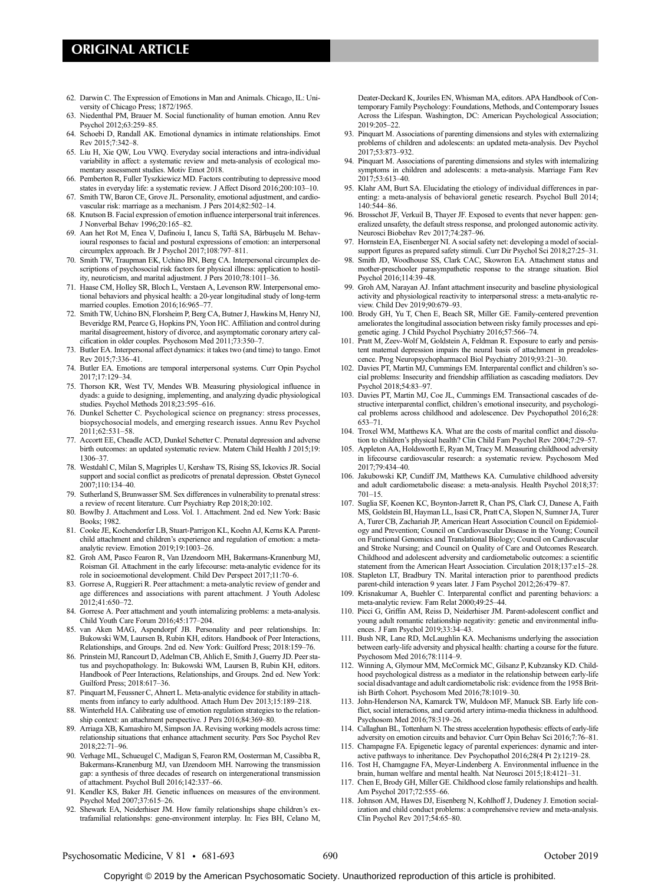62. Darwin C. The Expression of Emotions in Man and Animals. Chicago, IL: University of Chicago Press; 1872/1965.
63. Niedenthal PM, Brauer M. Social functionality of human emotion. Annu Rev Psychol 2012;63:259–85.
64. Schoebi D, Randall AK. Emotional dynamics in intimate relationships. Emot Rev 2015;7:342–8.
65. Liu H, Xie QW, Lou VWQ. Everyday social interactions and intra-individual variability in affect: a systematic review and meta-analysis of ecological momentary assessment studies. Motiv Emot 2018.
66. Pemberton R, Fuller Tyszkiewicz MD. Factors contributing to depressive mood states in everyday life: a systematic review. J Affect Disord 2016;200:103–10.
67. Smith TW, Baron CE, Grove JL. Personality, emotional adjustment, and cardiovascular risk: marriage as a mechanism. J Pers 2014;82:502–14.
68. Knutson B. Facial expression of emotion influence interpersonal trait inferences. J Nonverbal Behav 1996;20:165–82.
69. Aan het Rot M, Enea V, Dafinoiu I, Iancu S, Taftă SA, Bărbuşelu M. Behavioural responses to facial and postural expressions of emotion: an interpersonal circumplex approach. Br J Psychol 2017;108:797–811.
70. Smith TW, Traupman EK, Uchino BN, Berg CA. Interpersonal circumplex descriptions of psychosocial risk factors for physical illness: application to hostility, neuroticism, and marital adjustment. J Pers 2010;78:1011–36.
71. Haase CM, Holley SR, Bloch L, Verstaen A, Levenson RW. Interpersonal emotional behaviors and physical health: a 20-year longitudinal study of long-term married couples. Emotion 2016;16:965–77.
72. Smith TW, Uchino BN, Florsheim P, Berg CA, Butner J, Hawkins M, Henry NJ, Beveridge RM, Pearce G, Hopkins PN, Yoon HC. Affiliation and control during marital disagreement, history of divorce, and asymptomatic coronary artery calcification in older couples. Psychosom Med 2011;73:350–7.
73. Butler EA. Interpersonal affect dynamics: it takes two (and time) to tango. Emot Rev 2015;7:336–41.
74. Butler EA. Emotions are temporal interpersonal systems. Curr Opin Psychol 2017;17:129–34.
75. Thorson KR, West TV, Mendes WB. Measuring physiological influence in dyads: a guide to designing, implementing, and analyzing dyadic physiological studies. Psychol Methods 2018;23:595–616.
76. Dunkel Schetter C. Psychological science on pregnancy: stress processes, biopsychosocial models, and emerging research issues. Annu Rev Psychol 2011;62:531–58.
77. Accortt EE, Cheadle ACD, Dunkel Schetter C. Prenatal depression and adverse birth outcomes: an updated systematic review. Matern Child Health J 2015;19:1306–37.
78. Westdahl C, Milan S, Magriples U, Kershaw TS, Rising SS, Ickovics JR. Social support and social conflict as predicotrs of prenatal depression. Obstet Gynecol 2007;110:134–40.
79. Sutherland S, Brunwasser SM. Sex differences in vulnerability to prenatal stress: a review of recent literature. Curr Psychiatry Rep 2018;20:102.
80. Bowlby J. Attachment and Loss. Vol. 1. Attachment. 2nd ed. New York: Basic Books; 1982.
81. Cooke JE, Kochendorfer LB, Stuart-Parrigon KL, Koehn AJ, Kerns KA. Parent-child attachment and children's experience and regulation of emotion: a meta-analytic review. Emotion 2019;19:1003–26.
82. Groh AM, Pasco Fearon R, Van IJzendoorn MH, Bakermans-Kranenburg MJ, Roisman GI. Attachment in the early lifecourse: meta-analytic evidence for its role in socioemotional development. Child Dev Perspect 2017;11:70–6.
83. Gorrese A, Ruggieri R. Peer attachment: a meta-analytic review of gender and age differences and associations with parent attachment. J Youth Adolesc 2012;41:650–72.
84. Gorrese A. Peer attachment and youth internalizing problems: a meta-analysis. Child Youth Care Forum 2016;45:177–204.
85. van Aken MAG, Aspendorpf JB. Personality and peer relationships. In: Bukowski WM, Laursen B, Rubin KH, editors. Handbook of Peer Interactions, Relationships, and Groups. 2nd ed. New York: Guilford Press; 2018:159–76.
86. Prinstein MJ, Rancourt D, Adelman CB, Ahlich E, Smith J, Guerry JD. Peer status and psychopathology. In: Bukowski WM, Laursen B, Rubin KH, editors. Handbook of Peer Interactions, Relationships, and Groups. 2nd ed. New York: Guilford Press; 2018:617–36.
87. Pinquart M, Feussner C, Ahnert L. Meta-analytic evidence for stability in attachments from infancy to early adulthood. Attach Hum Dev 2013;15:189–218.
88. Winterheld HA. Calibrating use of emotion regulation strategies to the relationship context: an attachment perspective. J Pers 2016;84:369–80.
89. Arriaga XB, Kamashiro M, Simpson JA. Revising working models across time: relationship situations that enhance attachment security. Pers Soc Psychol Rev 2018;22:71–96.
90. Verhage ML, Schueugel C, Madigan S, Fearon RM, Oosterman M, Cassibba R, Bakermans-Kranenburg MJ, van IJzendoorn MH. Narrowing the transmission gap: a synthesis of three decades of research on intergenerational transmission of attachment. Psychol Bull 2016;142:337–66.
91. Kendler KS, Baker JH. Genetic influences on measures of the environment. Psychol Med 2007;37:615–26.
92. Shewark EA, Neiderhiser JM. How family relationships shape children's extrafamilial relationshps: gene-environment interplay. In: Fies BH, Celano M, Deater-Deckard K, Jouriles EN, Whisman MA, editors. APA Handbook of Contemporary Family Psychology: Foundations, Methods, and Contemporary Issues Across the Lifespan. Washington, DC: American Psychological Association; 2019:205–22.
93. Pinquart M. Associations of parenting dimensions and styles with externalizing problems of children and adolescents: an updated meta-analysis. Dev Psychol 2017;53:873–932.
94. Pinquart M. Associations of parenting dimensions and styles with internalizing symptoms in children and adolescents: a meta-analysis. Marriage Fam Rev 2017;53:613–40.
95. Klahr AM, Burt SA. Elucidating the etiology of individual differences in parenting: a meta-analysis of behavioral genetic research. Psychol Bull 2014;140:544–86.
96. Brosschot JF, Verkuil B, Thayer JF. Exposed to events that never happen: generalized unsafety, the default stress response, and prolonged autonomic activity. Neurosci Biobehav Rev 2017;74:287–96.
97. Hornstein EA, Eisenberger NI. A social safety net: developing a model of social-support figures as prepared safety stimuli. Curr Dir Psychol Sci 2018;27:25–31.
98. Smith JD, Woodhouse SS, Clark CAC, Skowron EA. Attachment status and mother-preschooler parasympathetic response to the strange situation. Biol Psychol 2016;114:39–48.
99. Groh AM, Narayan AJ. Infant attachment insecurity and baseline physiological activity and physiological reactivity to interpersonal stress: a meta-analytic review. Child Dev 2019;90:679–93.
100. Brody GH, Yu T, Chen E, Beach SR, Miller GE. Family-centered prevention ameliorates the longitudinal association between risky family processes and epigenetic aging. J Child Psychol Psychiatry 2016;57:566–74.
101. Pratt M, Zeev-Wolf M, Goldstein A, Feldman R. Exposure to early and persistent maternal depression impairs the neural basis of attachment in preadolescence. Prog Neuropsychopharmacol Biol Psychiatry 2019;93:21–30.
102. Davies PT, Martin MJ, Cummings EM. Interparental conflict and children's social problems: Insecurity and friendship affiliation as cascading mediators. Dev Psychol 2018;54:83–97.
103. Davies PT, Martin MJ, Coe JL, Cummings EM. Transactional cascades of destructive interparental conflict, children's emotional insecurity, and psychological problems across childhood and adolescence. Dev Psychopathol 2016;28:653–71.
104. Troxel WM, Matthews KA. What are the costs of marital conflict and dissolution to children's physical health? Clin Child Fam Psychol Rev 2004;7:29–57.
105. Appleton AA, Holdsworth E, Ryan M, Tracy M. Measuring childhood adversity in lifecourse cardiovascular research: a systematic review. Psychosom Med 2017;79:434–40.
106. Jakubowski KP, Cundiff JM, Matthews KA. Cumulative childhood adversity and adult cardiometabolic disease: a meta-analysis. Health Psychol 2018;37:701–15.
107. Suglia SF, Koenen KC, Boynton-Jarrett R, Chan PS, Clark CJ, Danese A, Faith MS, Goldstein BI, Hayman LL, Isasi CR, Pratt CA, Slopen N, Sumner JA, Turer A, Turer CB, Zachariah JP, American Heart Association Council on Epidemiology and Prevention; Council on Cardiovascular Disease in the Young; Council on Functional Genomics and Translational Biology; Council on Cardiovascular and Stroke Nursing; and Council on Quality of Care and Outcomes Research. Childhood and adolescent adversity and cardiometabolic outcomes: a scientific statement from the American Heart Association. Circulation 2018;137:e15–28.
108. Stapleton LT, Bradbury TN. Marital interaction prior to parenthood predicts parent-child interaction 9 years later. J Fam Psychol 2012;26:479–87.
109. Krisnakumar A, Buehler C. Interparental conflict and parenting behaviors: a meta-analytic review. Fam Relat 2000;49:25–44.
110. Picci G, Griffin AM, Reiss D, Neiderhiser JM. Parent-adolescent conflict and young adult romantic relationship negativity: genetic and environmental influences. J Fam Psychol 2019;33:34–43.
111. Bush NR, Lane RD, McLaughlin KA. Mechanisms underlying the association between early-life adversity and physical health: charting a course for the future. Psychosom Med 2016;78:1114–9.
112. Winning A, Glymour MM, McCormick MC, Gilsanz P, Kubzansky KD. Childhood psychological distress as a mediator in the relationship between early-life social disadvantage and adult cardiometabolic risk: evidence from the 1958 British Birth Cohort. Psychosom Med 2016;78:1019–30.
113. John-Henderson NA, Kamarck TW, Muldoon MF, Manuck SB. Early life conflict, social interactions, and carotid artery intima-media thickness in adulthood. Psychosom Med 2016;78:319–26.
114. Callaghan BL, Tottenham N. The stress acceleration hypothesis: effects of early-life adversity on emotion circuits and behavior. Curr Opin Behav Sci 2016;7:76–81.
115. Champagne FA. Epigenetic legacy of parental experiences: dynamic and interactive pathways to inheritance. Dev Psychopathol 2016;28(4 Pt 2):1219–28.
116. Tost H, Champagne FA, Meyer-Lindenberg A. Environmental influence in the brain, human welfare and mental health. Nat Neurosci 2015;18:4121–31.
117. Chen E, Brody GH, Miller GE. Childhood close family relationships and health. Am Psychol 2017;72:555–66.
118. Johnson AM, Hawes DJ, Eisenberg N, Kohlhoff J, Dudeney J. Emotion socialization and child conduct problems: a comprehensive review and meta-analysis. Clin Psychol Rev 2017;54:65–80.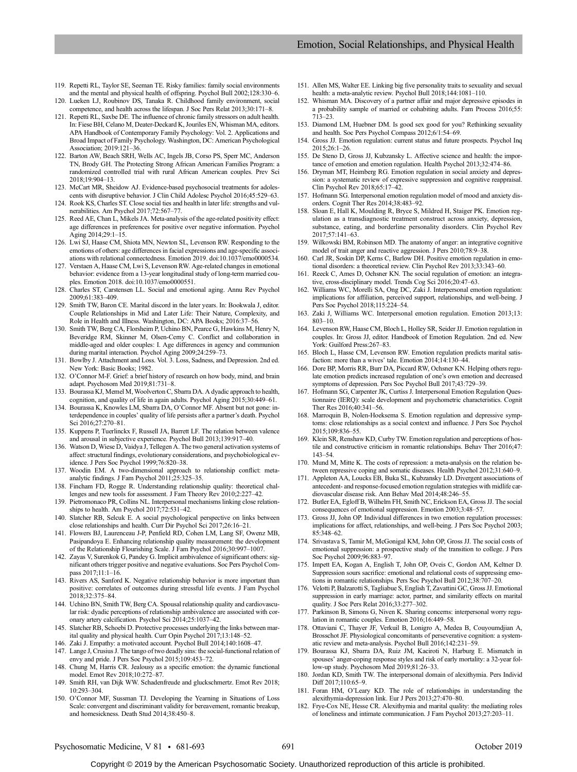119. Repetti RL, Taylor SE, Seeman TE. Risky families: family social environments and the mental and physical health of offspring. Psychol Bull 2002;128:330–6.
120. Lueken LJ, Roubinov DS, Tanaka R. Childhood family environment, social competence, and health across the lifespan. J Soc Pers Relat 2013;30:171–8.
121. Repetti RL, Saxbe DE. The influence of chronic family stressors on adult health. In: Fiese BH, Celano M, Deater-Deckard K, Jouriles EN, Whisman MA, editors. APA Handbook of Contemporary Family Psychology: Vol. 2. Applications and Broad Impact of Family Psychology. Washington, DC: American Psychological Association; 2019:121–36.
122. Barton AW, Beach SRH, Wells AC, Ingels JB, Corso PS, Sperr MC, Anderson TN, Brody GH. The Protecting Strong African American Families Program: a randomized controlled trial with rural African American couples. Prev Sci 2018;19:904–13.
123. McCart MR, Sheidow AJ. Evidence-based psychosocial treatments for adolescents with disruptive behavior. J Clin Child Adolesc Psychol 2016;45:529–63.
124. Rook KS, Charles ST. Close social ties and health in later life: strengths and vulnerabilities. Am Psychol 2017;72:567–77.
125. Reed AE, Chan L, Mikels JA. Meta-analysis of the age-related positivity effect: age differences in preferences for positive over negative information. Psychol Aging 2014;29:1–15.
126. Lwi SJ, Haase CM, Shiota MN, Newton SL, Levenson RW. Responding to the emotions of others: age differences in facial expressions and age-specific associations with relational connectedness. Emotion 2019. doi:10.1037/emo0000534.
127. Verstaen A, Haase CM, Lwi S, Levenson RW. Age-related changes in emotional behavior: evidence from a 13-year longitudinal study of long-term married couples. Emotion 2018. doi:10.1037/emo0000551.
128. Charles ST, Carstensen LL. Social and emotional aging. Annu Rev Psychol 2009;61:383–409.
129. Smith TW, Baron CE. Marital discord in the later years. In: Bookwala J, editor. Couple Relationships in Mid and Later Life: Their Nature, Complexity, and Role in Health and Illness. Washington, DC: APA Books; 2016:37–56.
130. Smith TW, Berg CA, Florsheim P, Uchino BN, Pearce G, Hawkins M, Henry N, Beveridge RM, Skinner M, Olsen-Cerny C. Conflict and collaboration in middle-aged and older couples: I. Age differences in agency and communion during marital interaction. Psychol Aging 2009;24:259–73.
131. Bowlby J. Attachment and Loss. Vol. 3. Loss, Sadness, and Depression. 2nd ed. New York: Basic Books; 1982.
132. O'Connor M-F. Grief: a brief history of research on how body, mind, and brain adapt. Psychosom Med 2019;81:731–8.
133. Bourassa KJ, Memel M, Woolverton C, Sbarra DA. A dyadic approach to health, cognition, and quality of life in again adults. Psychol Aging 2015;30:449–61.
134. Bourassa K, Knowles LM, Sbarra DA, O'Connor MF. Absent but not gone: interdependence in couples' quality of life persists after a partner's death. Psychol Sci 2016;27:270–81.
135. Kuppens P, Tuerlinckx F, Russell JA, Barrett LF. The relation between valence and arousal in subjective experience. Psychol Bull 2013;139:917–40.
136. Watson D, Wiese D, Vaidya J, Tellegen A. The two general activation systems of affect: structural findings, evolutionary considerations, and psychobiological evidence. J Pers Soc Psychol 1999;76:820–38.
137. Woodin EM. A two-dimensional approach to relationship conflict: meta-analytic findings. J Fam Psychol 2011;25:325–35.
138. Fincham FD, Rogge R. Understanding relationship quality: theoretical challenges and new tools for assessment. J Fam Theory Rev 2010;2:227–42.
139. Pietromonaco PR, Collins NL. Interpersonal mechanisms linking close relationships to health. Am Psychol 2017;72:531–42.
140. Slatcher RB, Selcuk E. A social psychological perspective on links between close relationships and health. Curr Dir Psychol Sci 2017;26:16–21.
141. Flowers BJ, Laurenceau J-P, Penfield RD, Cohen LM, Lang SF, Owenz MB, Pasipandoya E. Enhancing relationship quality measurement: the development of the Relationship Flourishing Scale. J Fam Psychol 2016;30:997–1007.
142. Zayas V, Surenkok G, Pandey G. Implicit ambivalence of significant others: significant others trigger positive and negative evaluations. Soc Pers Psychol Compass 2017;11:1–16.
143. Rivers AS, Sanford K. Negative relationship behavior is more important than positive: correlates of outcomes during stressful life events. J Fam Psychol 2018;32:375–84.
144. Uchino BN, Smith TW, Berg CA. Spousal relationship quality and cardiovascular risk: dyadic perceptions of relationship ambivalence are associated with coronary artery calcification. Psychol Sci 2014;25:1037–42.
145. Slatcher RB, Schoebi D. Protective processes underlying the links between marital quality and physical health. Curr Opin Psychol 2017;13:148–52.
146. Zaki J. Empathy: a motivated account. Psychol Bull 2014;140:1608–47.
147. Lange J, Crusius J. The tango of two deadly sins: the social-functional relation of envy and pride. J Pers Soc Psychol 2015;109:453–72.
148. Chung M, Harris CR. Jealousy as a specific emotion: the dynamic functional model. Emot Rev 2018;10:272–87.
149. Smith RH, van Dijk WW. Schadenfreude and gluckschmertz. Emot Rev 2018; 10:293–304.
150. O'Connor MF, Sussman TJ. Developing the Yearning in Situations of Loss Scale: convergent and discriminant validity for bereavement, romantic breakup, and homesickness. Death Stud 2014;38:450–8.
151. Allen MS, Walter EE. Linking big five personality traits to sexuality and sexual health: a meta-analytic review. Psychol Bull 2018;144:1081–110.
152. Whisman MA. Discovery of a partner affair and major depressive episodes in a probability sample of married or cohabiting adults. Fam Process 2016;55: 713–23.
153. Diamond LM, Huebner DM. Is good sex good for you? Rethinking sexuality and health. Soc Pers Psychol Compass 2012;6/1:54–69.
154. Gross JJ. Emotion regulation: current status and future prospects. Psychol Inq 2015;26:1–26.
155. De Steno D, Gross JJ, Kubzansky L. Affective science and health: the importance of emotion and emotion regulation. Health Psychol 2013;32:474–86.
156. Dryman MT, Heimberg RG. Emotion regulation in social anxiety and depression: a systematic review of expressive suppression and cognitive reappraisal. Clin Psychol Rev 2018;65:17–42.
157. Hofmann SG. Interpersonal emotion regulation model of mood and anxiety disorders. Cognit Ther Res 2014;38:483–92.
158. Sloan E, Hall K, Moulding R, Bryce S, Mildred H, Staiger PK. Emotion regulation as a transdiagnostic treatment construct across anxiety, depression, substance, eating, and borderline personality disorders. Clin Psychol Rev 2017;57:141–63.
159. Wilkowski BM, Robinson MD. The anatomy of anger: an integrative cognitive model of trait anger and reactive aggression. J Pers 2010;78:9–38.
160. Carl JR, Soskin DP, Kerns C, Barlow DH. Positive emotion regulation in emotional disorders: a theoretical review. Clin Psychol Rev 2013;33:343–60.
161. Reeck C, Ames D, Ochsner KN. The social regulation of emotion: an integrative, cross-disciplinary model. Trends Cog Sci 2016;20:47–63.
162. Williams WC, Morelli SA, Ong DC, Zaki J. Interpersonal emotion regulation: implications for affiliation, perceived support, relationships, and well-being. J Pers Soc Psychol 2018;115:224–54.
163. Zaki J, Williams WC. Interpersonal emotion regulation. Emotion 2013;13: 803–10.
164. Levenson RW, Haase CM, Bloch L, Holley SR, Seider JJ. Emotion regulation in couples. In: Gross JJ, editor. Handbook of Emotion Regulation. 2nd ed. New York: Guilford Press:267–83.
165. Bloch L, Hasse CM, Levenson RW. Emotion regulation predicts marital satisfaction: more than a wives' tale. Emotion 2014;14:130–44.
166. Dore BP, Morris RR, Burr DA, Piccard RW, Ochsner KN. Helping others regulate emotion predicts increased regulation of one's own emotion and decreased symptoms of depression. Pers Soc Psychol Bull 2017;43:729–39.
167. Hofmann SG, Carpenter JK, Curtiss J. Interpersonal Emotion Regulation Questionnaire (IERQ): scale development and psychometric characteristics. Cognit Ther Res 2016;40:341–56.
168. Marroquin B, Nolen-Hoeksema S. Emotion regulation and depressive symptoms: close relationships as a social context and influence. J Pers Soc Psychol 2015;109:836–55.
169. Klein SR, Renshaw KD, Curby TW. Emotion regulation and perceptions of hostile and constructive criticism in romantic relationships. Behav Ther 2016;47: 143–54.
170. Mund M, Mitte K. The costs of repression: a meta-analysis on the relation between repressive coping and somatic diseases. Health Psychol 2012;31:640–9.
171. Appleton AA, Loucks EB, Buka SL, Kubzansky LD. Divergent associations of antecedent- and response-focused emotion regulation strategies with midlife cardiovascular disease risk. Ann Behav Med 2014;48:246–55.
172. Butler EA, Egloff B, Wilhelm FH, Smith NC, Erickson EA, Gross JJ. The social consequences of emotional suppression. Emotion 2003;3:48–57.
173. Gross JJ, John OP. Individual differences in two emotion regulation processes: implications for affect, relationships, and well-being. J Pers Soc Psychol 2003; 85:348–62.
174. Srivastava S, Tamir M, McGonigal KM, John OP, Gross JJ. The social costs of emotional suppression: a prospective study of the transition to college. J Pers Soc Psychol 2009;96:883–97.
175. Impett EA, Kogan A, English T, John OP, Oveis C, Gordon AM, Keltner D. Suppression sours sacrifice: emotional and relational costs of suppressing emotions in romantic relationships. Pers Soc Psychol Bull 2012;38:707–20.
176. Velotti P, Balzarotti S, Tagliabue S, English T, Zavattini GC, Gross JJ. Emotional suppression in early marriage: actor, partner, and similarity effects on marital quality. J Soc Pers Relat 2016;33:277–302.
177. Parkinson B, Simons G, Niven K. Sharing concerns: interpersonal worry regulation in romantic couples. Emotion 2016;16:449–58.
178. Ottaviani C, Thayer JF, Verkuil B, Lonigro A, Medea B, Couyoumdjian A, Brosschot JF. Physiological concomitants of perseverative cognition: a systematic review and meta-analysis. Psychol Bull 2016;142:231–59.
179. Bourassa KJ, Sbarra DA, Ruiz JM, Kaciroti N, Harburg E. Mismatch in spouses' anger-coping response styles and risk of early mortality: a 32-year follow-up study. Psychosom Med 2019;81:26–33.
180. Jordan KD, Smith TW. The interpersonal domain of alexithymia. Pers Individ Diff 2017;110:65–9.
181. Foran HM, O'Leary KD. The role of relationships in understanding the alexithymia-depression link. Eur J Pers 2013;27:470–80.
182. Frye-Cox NE, Hesse CR. Alexithymia and marital quality: the mediating roles of loneliness and intimate communication. J Fam Psychol 2013;27:203–11.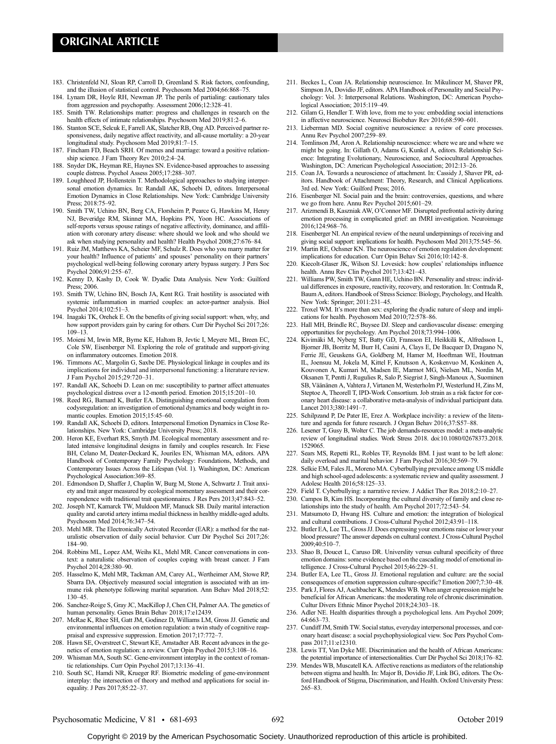183. Christenfeld NJ, Sloan RP, Carroll D, Greenland S. Risk factors, confounding, and the illusion of statistical control. Psychosom Med 2004;66:868–75.
184. Lynam DR, Hoyle RH, Newman JP. The perils of partialing: cautionary tales from aggression and psychopathy. Assessment 2006;12:328–41.
185. Smith TW. Relationships matter: progress and challenges in research on the health effects of intimate relationships. Psychosom Med 2019;81:2–6.
186. Stanton SCE, Selcuk E, Farrell AK, Slatcher RB, Ong AD. Perceived partner responsiveness, daily negative affect reactivity, and all-cause mortality: a 20-year longitudinal study. Psychosom Med 2019;81:7–15.
187. Fincham FD, Beach SRH. Of memes and marriage: toward a positive relationship science. J Fam Theory Rev 2010;2:4–24.
188. Snyder DK, Heyman RE, Haynes SN. Evidence-based approaches to assessing couple distress. Psychol Assess 2005;17:288–307.
189. Loughheed JP, Hollenstein T. Methodological approaches to studying interpersonal emotion dynamics. In: Randall AK, Schoebi D, editors. Interpersonal Emotion Dynamics in Close Relationships. New York: Cambridge University Press; 2018:75–92.
190. Smith TW, Uchino BN, Berg CA, Florsheim P, Pearce G, Hawkins M, Henry NJ, Beveridge RM, Skinner MA, Hopkins PN, Yoon HC. Associations of self-reports versus spouse ratings of negative affectivity, dominance, and affiliation with coronary artery disease: where should we look and who should we ask when studying personality and health? Health Psychol 2008;27:676–84.
191. Ruiz JM, Matthews KA, Scheier MF, Schulz R. Does who you marry matter for your health? Influence of patients' and spouses' personality on their partners' psychological well-being following coronary artery bypass surgery. J Pers Soc Psychol 2006;91:255–67.
192. Kenny D, Kashy D, Cook W. Dyadic Data Analysis. New York: Guilford Press; 2006.
193. Smith TW, Uchino BN, Bosch JA, Kent RG. Trait hostility is associated with systemic inflammation in married couples: an actor-partner analysis. Biol Psychol 2014;102:51–3.
194. Inagaki TK, Orehek E. On the benefits of giving social support: when, why, and how support providers gain by caring for others. Curr Dir Psychol Sci 2017;26:109–13.
195. Moieni M, Irwin MR, Byrne KE, Haltom B, Jevtic I, Meyere ML, Breen EC, Cole SW, Eisenberger NI. Exploring the role of gratitude and support-giving on inflammatory outcomes. Emotion 2018.
196. Timmons AC, Margolin G, Saxbe DE. Physiological linkage in couples and its implications for individual and interpersonal functioning: a literature review. J Fam Psychol 2015;29:720–31.
197. Randall AK, Schoebi D. Lean on me: susceptibility to partner affect attenuates psychological distress over a 12-month period. Emotion 2015;15:201–10.
198. Reed RG, Barnard K, Butler EA. Distinguishing emotional coregulation from codysregulation: an investigation of emotional dynamics and body weight in romantic couples. Emotion 2015;15:45–60.
199. Randall AK, Schoebi D, editors. Interpersonal Emotion Dynamics in Close Relationships. New York: Cambridge University Press; 2018.
200. Heron KE, Everhart RS, Smyth JM. Ecological momentary assessment and related intensive longitudinal designs in family and couples research. In: Fiese BH, Celano M, Deater-Deckard K, Jouriles EN, Whisman MA, editors. APA Handbook of Contemporary Family Psychology: Foundations, Methods, and Contemporary Issues Across the Lifespan (Vol. 1). Washington, DC: American Psychological Association:369–85.
201. Edmondson D, Shaffer J, Chaplin W, Burg M, Stone A, Schwartz J. Trait anxiety and trait anger measured by ecological momentary assessment and their correspondence with traditional trait questionnaires. J Res Pers 2013;47:843–52.
202. Joseph NT, Kamarck TW, Muldoon MF, Manuck SB. Daily marital interaction quality and carotid artery intima medial thickness in healthy middle-aged adults. Psychosom Med 2014;76:347–54.
203. Mehl MR. The Electronically Activated Recorder (EAR): a method for the naturalistic observation of daily social behavior. Curr Dir Psychol Sci 2017;26:184–90.
204. Robbins ML, Lopez AM, Weihs KL, Mehl MR. Cancer conversations in context: a naturalistic observation of couples coping with breast cancer. J Fam Psychol 2014;28:380–90.
205. Hasselmo K, Mehl MR, Tackman AM, Carey AL, Wertheimer AM, Stowe RP, Sbarra DA. Objectively measured social integration is associated with an immune risk phenotype following marital separation. Ann Behav Med 2018;52:130–45.
206. Sanchez-Roige S, Gray JC, MacKillop J, Chen CH, Palmer AA. The genetics of human personality. Genes Brain Behav 2018;17:e12439.
207. McRae K, Rhee SH, Gatt JM, Godinez D, Williams LM, Gross JJ. Genetic and environmental influences on emotion regulation: a twin study of cognitive reappraisal and expressive suppression. Emotion 2017;17:772–7.
208. Hawn SE, Overstreet C, Stewart KE, Amstadter AB. Recent advances in the genetics of emotion regulation: a review. Curr Opin Psychol 2015;3:108–16.
209. Whisman MA, South SC. Gene-environment interplay in the context of romantic relationships. Curr Opin Psychol 2017;13:136–41.
210. South SC, Hamdi NR, Krueger RF. Biometric modeling of gene-environment interplay: the intersection of theory and method and applications for social inequality. J Pers 2017;85:22–37.
211. Beckes L, Coan JA. Relationship neuroscience. In: Mikulincer M, Shaver PR, Simpson JA, Dovidio JF, editors. APA Handbook of Personality and Social Psychology: Vol. 3: Interpersonal Relations. Washington, DC: American Psychological Association; 2015:119–49.
212. Gilam G, Hendler T. With love, from me to you: embedding social interactions in affective neuroscience. Neurosci Biobehav Rev 2016;68:590–601.
213. Lieberman MD. Social cognitive neuroscience: a review of core processes. Annu Rev Psychol 2007;259–89.
214. Tomlinson JM, Aron A. Relationship neuroscience: where we are and where we might be going. In: Gillath O, Adams G, Kunkel A, editors. Relationship Science: Integrating Evolutionary, Neuroscience, and Sociocultural Approaches. Washington, DC: American Psychological Association; 2012:13–26.
215. Coan JA. Towards a neuroscience of attachment. In: Cassidy J, Shaver PR, editors. Handbook of Attachment: Theory, Research, and Clinical Applications. 3rd ed. New York: Guilford Press; 2016.
216. Eisenberger NI. Social pain and the brain: controversies, questions, and where we go from here. Annu Rev Psychol 2015;601–29.
217. Arizmendi B, Kaszniak AW, O'Connor MF. Disrupted prefrontal activity during emotion processing in complicated grief: an fMRI investigation. Neuroimage 2016;124:968–76.
218. Eisenberger NI. An empirical review of the neural underpinnings of receiving and giving social support: implications for health. Psychosom Med 2013;75:545–56.
219. Martin RE, Ochsner KN. The neuroscience of emotion regulation development: implications for education. Curr Opin Behav Sci 2016;10:142–8.
220. Kiecolt-Glaser JK, Wilson SJ. Lovesick: how couples' relationships influence health. Annu Rev Clin Psychol 2017;13:421–43.
221. Williams PW, Smith TW, Gunn HE, Uchino BN. Personality and stress: individual differences in exposure, reactivity, recovery, and restoration. In: Contrada R, Baum A, editors. Handbook of Stress Science: Biology, Psychology, and Health. New York: Springer; 2011:231–45.
222. Troxel WM. It's more than sex: exploring the dyadic nature of sleep and implications for health. Psychosom Med 2010;72:578–86.
223. Hall MH, Brindle RC, Buysee DJ. Sleep and cardiovascular disease: emerging opportunities for psychology. Am Psychol 2018;73:994–1006.
224. Kivimäki M, Nyberg ST, Batty GD, Fransson EI, Heikkilä K, Alfredsson L, Bjorner JB, Borritz M, Burr H, Casini A, Clays E, De Bacquer D, Dragano N, Ferrie JE, Geuskens GA, Goldberg M, Hamer M, Hooftman WE, Houtman IL, Joensuu M, Jokela M, Kittel F, Knutsson A, Koskenvuo M, Koskinen A, Kouvonen A, Kumari M, Madsen IE, Marmot MG, Nielsen ML, Nordin M, Oksanen T, Pentti J, Rugulies R, Salo P, Siegrist J, Singh-Manoux A, Suominen SB, Väänänen A, Vahtera J, Virtanen M, Westerholm PJ, Westerlund H, Zins M, Steptoe A, Theorell T, IPD-Work Consortium. Job strain as a risk factor for coronary heart disease: a collaborative meta-analysis of individual participant data. Lancet 2013;380:1491–7.
225. Schilpzand P, De Pater IE, Erez A. Workplace incivility: a review of the literature and agenda for future research. J Organ Behav 2016;37:S57–88.
226. Lesener T, Gusy B, Wolter C. The job demands-resources model: a meta-analytic review of longitudinal studies. Work Stress 2018. doi:10.1080/02678373.2018.1529065.
227. Sears MS, Repetti RL, Robles TF, Reynolds BM. I just want to be left alone: daily overload and marital behavior. J Fam Psychol 2016;30:569–79.
228. Selkie EM, Fales JL, Moreno MA. Cyberbullying prevalence among US middle and high school-aged adolescents: a systematic review and quality assessment. J Adolesc Health 2016;58:125–33.
229. Field T. Cyberbullying: a narrative review. J Addict Ther Res 2018;2:10–27.
230. Campos B, Kim HS. Incorporating the cultural diversity of family and close relationships into the study of health. Am Psychol 2017;72:543–54.
231. Matsumoto D, Hwang HS. Culture and emotion: the integration of biological and cultural contributions. J Cross-Cultural Psychol 2012;43:91–118.
232. Butler EA, Lee TL, Gross JJ. Does expressing your emotions raise or lower your blood pressure? The answer depends on cultural context. J Cross-Cultural Psychol 2009;40:510–7.
233. Shao B, Doucet L, Caruso DR. Universlity versus cultural specificity of three emotion domains: some evidence based on the cascading model of emotional intelligence. J Cross-Cultural Psychol 2015;46:229–51.
234. Butler EA, Lee TL, Gross JJ. Emotional regulation and culture: are the social consequences of emotion suppression culture-specific? Emotion 2007;7:30–48.
235. Park J, Flores AJ, Aschbacher K, Mendes WB. When anger expression might be beneficial for African Americans: the moderating role of chronic discrimination. Cultur Divers Ethnic Minor Psychol 2018;24:303–18.
236. Adler NE. Health disparities through a psychological lens. Am Psychol 2009;64:663–73.
237. Cundiff JM, Smith TW. Social status, everyday interpersonal processes, and coronary heart disease: a social psychophysiological view. Soc Pers Psychol Compass 2017;11:e12310.
238. Lewis TT, Van Dyke ME. Discrimination and the health of African Americans: the potential importance of intersectionalities. Curr Dir Psychol Sci 2018;176–82.
239. Mendes WB, Muscatell KA. Affective reactions as mediators of the relationship between stigma and health. In: Major B, Dovidio JF, Link BG, editors. The Oxford Handbook of Stigma, Discrimination, and Health. Oxford University Press: 265–83.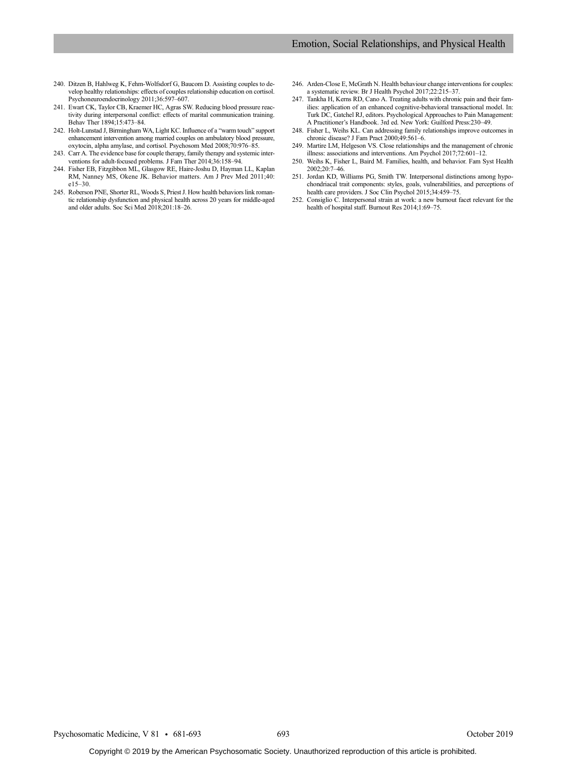240. Ditzen B, Hahlweg K, Fehm-Wolfsdorf G, Baucom D. Assisting couples to develop healthy relationships: effects of couples relationship education on cortisol. Psychoneuroendocrinology 2011;36:597–607.
241. Ewart CK, Taylor CB, Kraemer HC, Agras SW. Reducing blood pressure reactivity during interpersonal conflict: effects of marital communication training. Behav Ther 1894;15:473–84.
242. Holt-Lunstad J, Birmingham WA, Light KC. Influence of a "warm touch" support enhancement intervention among married couples on ambulatory blood pressure, oxytocin, alpha amylase, and cortisol. Psychosom Med 2008;70:976–85.
243. Carr A. The evidence base for couple therapy, family therapy and systemic interventions for adult-focused problems. J Fam Ther 2014;36:158–94.
244. Fisher EB, Fitzgibbon ML, Glasgow RE, Haire-Joshu D, Hayman LL, Kaplan RM, Nanney MS, Okene JK. Behavior matters. Am J Prev Med 2011;40:e15–30.
245. Roberson PNE, Shorter RL, Woods S, Priest J. How health behaviors link romantic relationship dysfunction and physical health across 20 years for middle-aged and older adults. Soc Sci Med 2018;201:18–26.
246. Arden-Close E, McGrath N. Health behaviour change interventions for couples: a systematic review. Br J Health Psychol 2017;22:215–37.
247. Tankha H, Kerns RD, Cano A. Treating adults with chronic pain and their families: application of an enhanced cognitive-behavioral transactional model. In: Turk DC, Gatchel RJ, editors. Psychological Approaches to Pain Management: A Practitioner's Handbook. 3rd ed. New York: Guilford Press:230–49.
248. Fisher L, Weihs KL. Can addressing family relationships improve outcomes in chronic disease? J Fam Pract 2000;49:561–6.
249. Martire LM, Helgeson VS. Close relationships and the management of chronic illness: associations and interventions. Am Psychol 2017;72:601–12.
250. Weihs K, Fisher L, Baird M. Families, health, and behavior. Fam Syst Health 2002;20:7–46.
251. Jordan KD, Williams PG, Smith TW. Interpersonal distinctions among hypochondriacal trait components: styles, goals, vulnerabilities, and perceptions of health care providers. J Soc Clin Psychol 2015;34:459–75.
252. Consiglio C. Interpersonal strain at work: a new burnout facet relevant for the health of hospital staff. Burnout Res 2014;1:69–75.